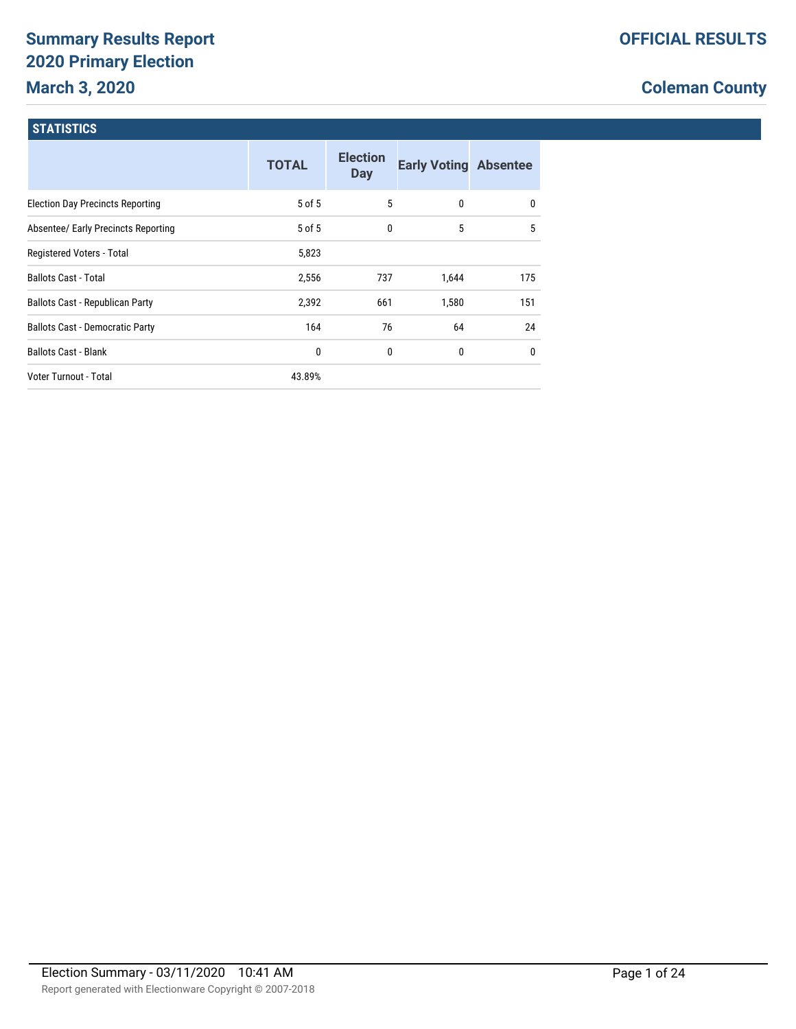# Summary Results Report 2020 Primary Election March 3, 2020

**OFFICIAL RESULTS**

**Coleman County**

## STATISTICS

| | TOTAL | Election Day | Early Voting | Absentee |
|---|---|---|---|---|
| Election Day Precincts Reporting | 5 of 5 | 5 | 0 | 0 |
| Absentee/ Early Precincts Reporting | 5 of 5 | 0 | 5 | 5 |
| Registered Voters - Total | 5,823 | | | |
| Ballots Cast - Total | 2,556 | 737 | 1,644 | 175 |
| Ballots Cast - Republican Party | 2,392 | 661 | 1,580 | 151 |
| Ballots Cast - Democratic Party | 164 | 76 | 64 | 24 |
| Ballots Cast - Blank | 0 | 0 | 0 | 0 |
| Voter Turnout - Total | 43.89% | | | |

Election Summary - 03/11/2020 10:41 AM

Report generated with Electionware Copyright © 2007-2018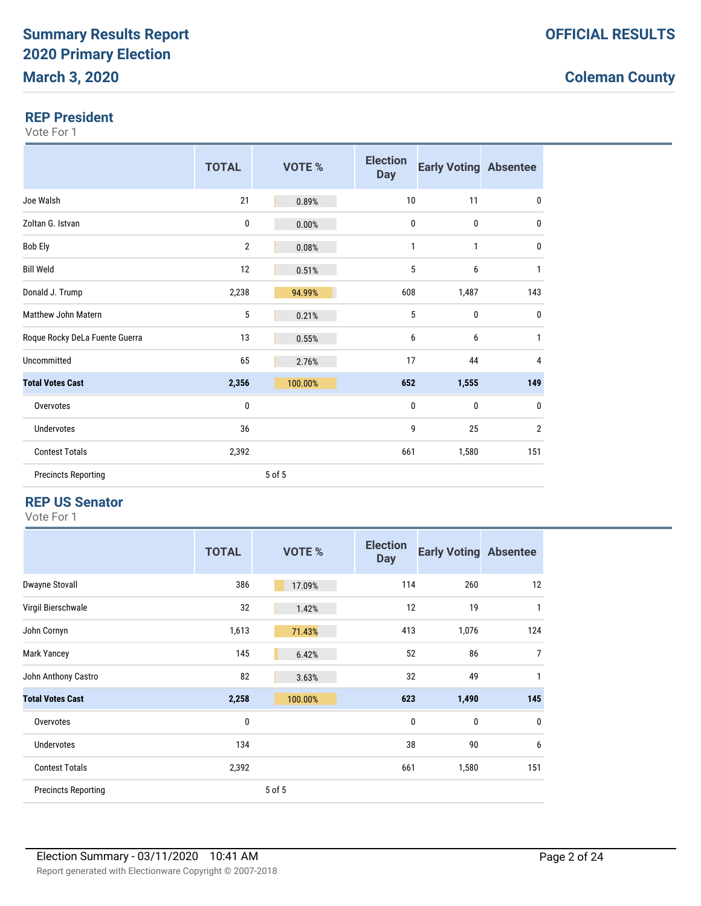# Summary Results Report
# 2020 Primary Election
# March 3, 2020

**OFFICIAL RESULTS**

**Coleman County**

## REP President

Vote For 1

| | TOTAL | VOTE % | Election Day | Early Voting | Absentee |
|---|---|---|---|---|---|
| Joe Walsh | 21 | 0.89% | 10 | 11 | 0 |
| Zoltan G. Istvan | 0 | 0.00% | 0 | 0 | 0 |
| Bob Ely | 2 | 0.08% | 1 | 1 | 0 |
| Bill Weld | 12 | 0.51% | 5 | 6 | 1 |
| Donald J. Trump | 2,238 | 94.99% | 608 | 1,487 | 143 |
| Matthew John Matern | 5 | 0.21% | 5 | 0 | 0 |
| Roque Rocky DeLa Fuente Guerra | 13 | 0.55% | 6 | 6 | 1 |
| Uncommitted | 65 | 2.76% | 17 | 44 | 4 |
| **Total Votes Cast** | **2,356** | **100.00%** | **652** | **1,555** | **149** |
| Overvotes | 0 | | 0 | 0 | 0 |
| Undervotes | 36 | | 9 | 25 | 2 |
| Contest Totals | 2,392 | | 661 | 1,580 | 151 |
| Precincts Reporting | | 5 of 5 | | | |

## REP US Senator

Vote For 1

| | TOTAL | VOTE % | Election Day | Early Voting | Absentee |
|---|---|---|---|---|---|
| Dwayne Stovall | 386 | 17.09% | 114 | 260 | 12 |
| Virgil Bierschwale | 32 | 1.42% | 12 | 19 | 1 |
| John Cornyn | 1,613 | 71.43% | 413 | 1,076 | 124 |
| Mark Yancey | 145 | 6.42% | 52 | 86 | 7 |
| John Anthony Castro | 82 | 3.63% | 32 | 49 | 1 |
| **Total Votes Cast** | **2,258** | **100.00%** | **623** | **1,490** | **145** |
| Overvotes | 0 | | 0 | 0 | 0 |
| Undervotes | 134 | | 38 | 90 | 6 |
| Contest Totals | 2,392 | | 661 | 1,580 | 151 |
| Precincts Reporting | | 5 of 5 | | | |

Election Summary - 03/11/2020 10:41 AM

Report generated with Electionware Copyright © 2007-2018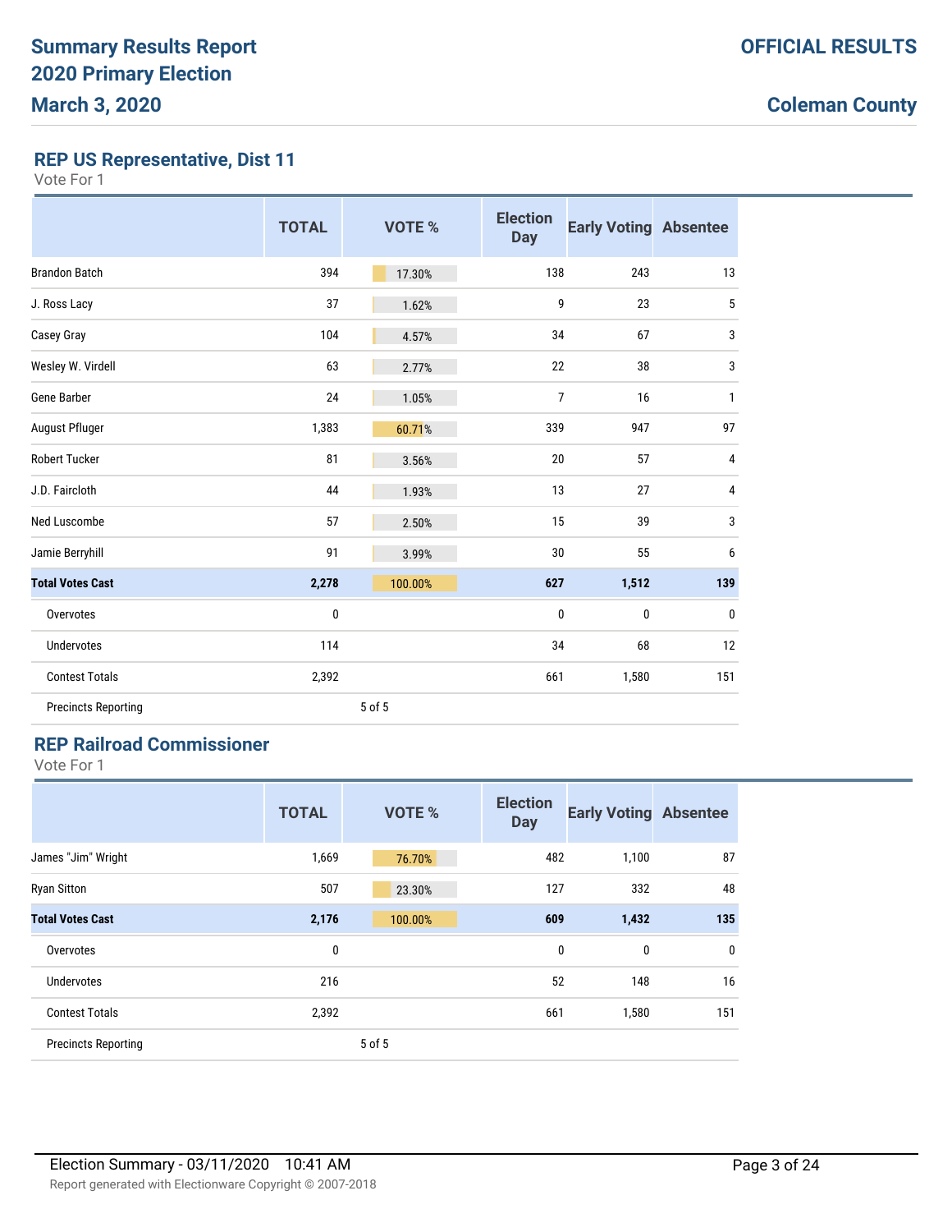# Summary Results Report
# 2020 Primary Election
# March 3, 2020

**OFFICIAL RESULTS**

**Coleman County**

## REP US Representative, Dist 11

Vote For 1

| | TOTAL | VOTE % | Election Day | Early Voting | Absentee |
|---|---|---|---|---|---|
| Brandon Batch | 394 | 17.30% | 138 | 243 | 13 |
| J. Ross Lacy | 37 | 1.62% | 9 | 23 | 5 |
| Casey Gray | 104 | 4.57% | 34 | 67 | 3 |
| Wesley W. Virdell | 63 | 2.77% | 22 | 38 | 3 |
| Gene Barber | 24 | 1.05% | 7 | 16 | 1 |
| August Pfluger | 1,383 | 60.71% | 339 | 947 | 97 |
| Robert Tucker | 81 | 3.56% | 20 | 57 | 4 |
| J.D. Faircloth | 44 | 1.93% | 13 | 27 | 4 |
| Ned Luscombe | 57 | 2.50% | 15 | 39 | 3 |
| Jamie Berryhill | 91 | 3.99% | 30 | 55 | 6 |
| **Total Votes Cast** | **2,278** | 100.00% | **627** | **1,512** | **139** |
| Overvotes | 0 | | 0 | 0 | 0 |
| Undervotes | 114 | | 34 | 68 | 12 |
| Contest Totals | 2,392 | | 661 | 1,580 | 151 |
| Precincts Reporting | | 5 of 5 | | | |

## REP Railroad Commissioner

Vote For 1

| | TOTAL | VOTE % | Election Day | Early Voting | Absentee |
|---|---|---|---|---|---|
| James "Jim" Wright | 1,669 | 76.70% | 482 | 1,100 | 87 |
| Ryan Sitton | 507 | 23.30% | 127 | 332 | 48 |
| **Total Votes Cast** | **2,176** | 100.00% | **609** | **1,432** | **135** |
| Overvotes | 0 | | 0 | 0 | 0 |
| Undervotes | 216 | | 52 | 148 | 16 |
| Contest Totals | 2,392 | | 661 | 1,580 | 151 |
| Precincts Reporting | | 5 of 5 | | | |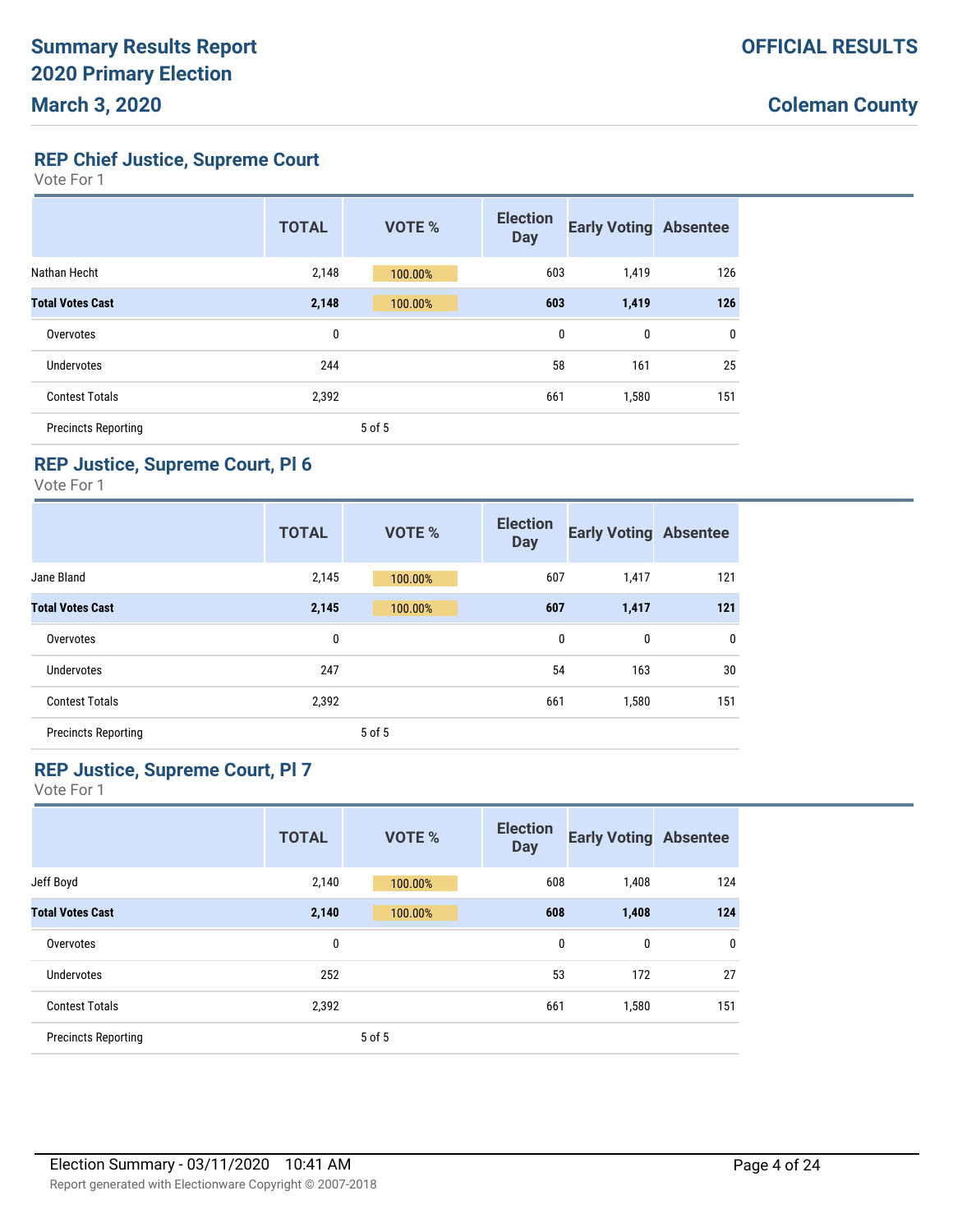## REP Chief Justice, Supreme Court

Vote For 1

| | TOTAL | VOTE % | Election Day | Early Voting | Absentee |
|---|---|---|---|---|---|
| Nathan Hecht | 2,148 | 100.00% | 603 | 1,419 | 126 |
| **Total Votes Cast** | **2,148** | **100.00%** | **603** | **1,419** | **126** |
| Overvotes | 0 | | 0 | 0 | 0 |
| Undervotes | 244 | | 58 | 161 | 25 |
| Contest Totals | 2,392 | | 661 | 1,580 | 151 |
| Precincts Reporting | | 5 of 5 | | | |

## REP Justice, Supreme Court, Pl 6

Vote For 1

| | TOTAL | VOTE % | Election Day | Early Voting | Absentee |
|---|---|---|---|---|---|
| Jane Bland | 2,145 | 100.00% | 607 | 1,417 | 121 |
| **Total Votes Cast** | **2,145** | **100.00%** | **607** | **1,417** | **121** |
| Overvotes | 0 | | 0 | 0 | 0 |
| Undervotes | 247 | | 54 | 163 | 30 |
| Contest Totals | 2,392 | | 661 | 1,580 | 151 |
| Precincts Reporting | | 5 of 5 | | | |

## REP Justice, Supreme Court, Pl 7

Vote For 1

| | TOTAL | VOTE % | Election Day | Early Voting | Absentee |
|---|---|---|---|---|---|
| Jeff Boyd | 2,140 | 100.00% | 608 | 1,408 | 124 |
| **Total Votes Cast** | **2,140** | **100.00%** | **608** | **1,408** | **124** |
| Overvotes | 0 | | 0 | 0 | 0 |
| Undervotes | 252 | | 53 | 172 | 27 |
| Contest Totals | 2,392 | | 661 | 1,580 | 151 |
| Precincts Reporting | | 5 of 5 | | | |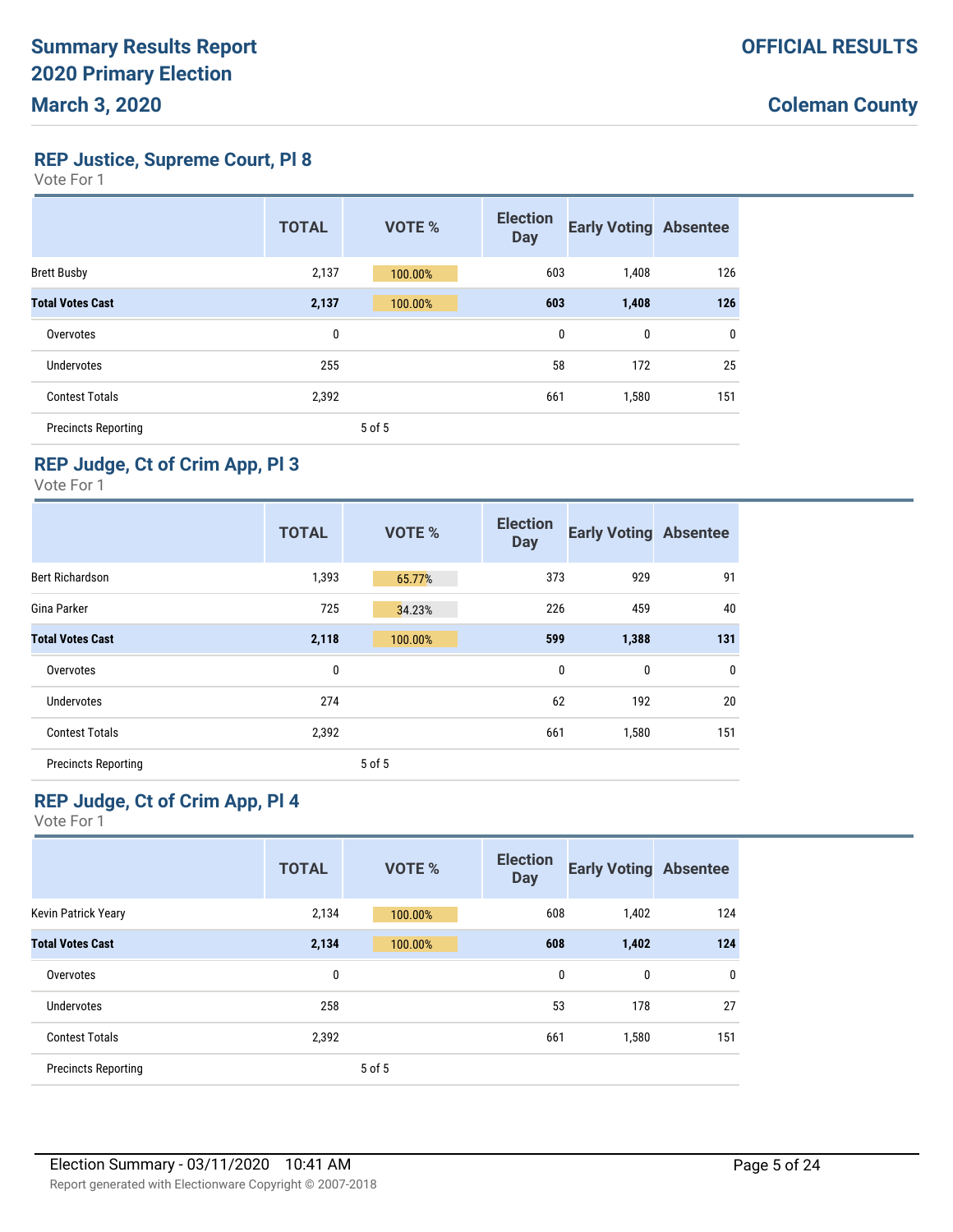## REP Justice, Supreme Court, Pl 8

Vote For 1

| | TOTAL | VOTE % | Election Day | Early Voting | Absentee |
|---|---|---|---|---|---|
| Brett Busby | 2,137 | 100.00% | 603 | 1,408 | 126 |
| **Total Votes Cast** | **2,137** | **100.00%** | **603** | **1,408** | **126** |
| Overvotes | 0 | | 0 | 0 | 0 |
| Undervotes | 255 | | 58 | 172 | 25 |
| Contest Totals | 2,392 | | 661 | 1,580 | 151 |
| Precincts Reporting | | 5 of 5 | | | |

## REP Judge, Ct of Crim App, Pl 3

Vote For 1

| | TOTAL | VOTE % | Election Day | Early Voting | Absentee |
|---|---|---|---|---|---|
| Bert Richardson | 1,393 | 65.77% | 373 | 929 | 91 |
| Gina Parker | 725 | 34.23% | 226 | 459 | 40 |
| **Total Votes Cast** | **2,118** | **100.00%** | **599** | **1,388** | **131** |
| Overvotes | 0 | | 0 | 0 | 0 |
| Undervotes | 274 | | 62 | 192 | 20 |
| Contest Totals | 2,392 | | 661 | 1,580 | 151 |
| Precincts Reporting | | 5 of 5 | | | |

## REP Judge, Ct of Crim App, Pl 4

Vote For 1

| | TOTAL | VOTE % | Election Day | Early Voting | Absentee |
|---|---|---|---|---|---|
| Kevin Patrick Yeary | 2,134 | 100.00% | 608 | 1,402 | 124 |
| **Total Votes Cast** | **2,134** | **100.00%** | **608** | **1,402** | **124** |
| Overvotes | 0 | | 0 | 0 | 0 |
| Undervotes | 258 | | 53 | 178 | 27 |
| Contest Totals | 2,392 | | 661 | 1,580 | 151 |
| Precincts Reporting | | 5 of 5 | | | |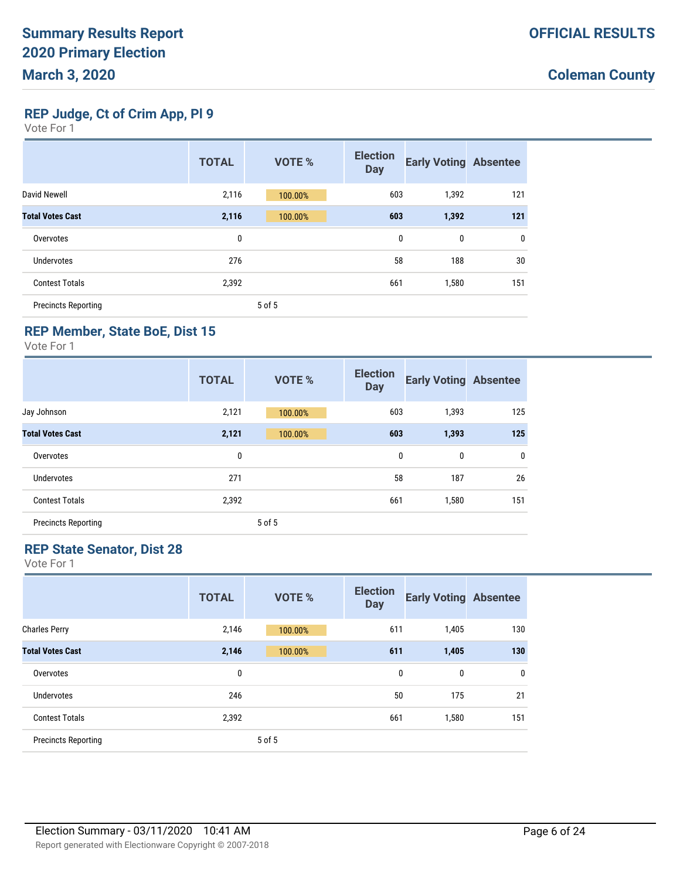# Summary Results Report
# 2020 Primary Election
# March 3, 2020

**OFFICIAL RESULTS**

**Coleman County**

## REP Judge, Ct of Crim App, Pl 9

Vote For 1

| | TOTAL | VOTE % | Election Day | Early Voting | Absentee |
|---|---|---|---|---|---|
| David Newell | 2,116 | 100.00% | 603 | 1,392 | 121 |
| **Total Votes Cast** | **2,116** | **100.00%** | **603** | **1,392** | **121** |
| Overvotes | 0 | | 0 | 0 | 0 |
| Undervotes | 276 | | 58 | 188 | 30 |
| Contest Totals | 2,392 | | 661 | 1,580 | 151 |
| Precincts Reporting | | 5 of 5 | | | |

## REP Member, State BoE, Dist 15

Vote For 1

| | TOTAL | VOTE % | Election Day | Early Voting | Absentee |
|---|---|---|---|---|---|
| Jay Johnson | 2,121 | 100.00% | 603 | 1,393 | 125 |
| **Total Votes Cast** | **2,121** | **100.00%** | **603** | **1,393** | **125** |
| Overvotes | 0 | | 0 | 0 | 0 |
| Undervotes | 271 | | 58 | 187 | 26 |
| Contest Totals | 2,392 | | 661 | 1,580 | 151 |
| Precincts Reporting | | 5 of 5 | | | |

## REP State Senator, Dist 28

Vote For 1

| | TOTAL | VOTE % | Election Day | Early Voting | Absentee |
|---|---|---|---|---|---|
| Charles Perry | 2,146 | 100.00% | 611 | 1,405 | 130 |
| **Total Votes Cast** | **2,146** | **100.00%** | **611** | **1,405** | **130** |
| Overvotes | 0 | | 0 | 0 | 0 |
| Undervotes | 246 | | 50 | 175 | 21 |
| Contest Totals | 2,392 | | 661 | 1,580 | 151 |
| Precincts Reporting | | 5 of 5 | | | |

Election Summary - 03/11/2020 10:41 AM

Report generated with Electionware Copyright © 2007-2018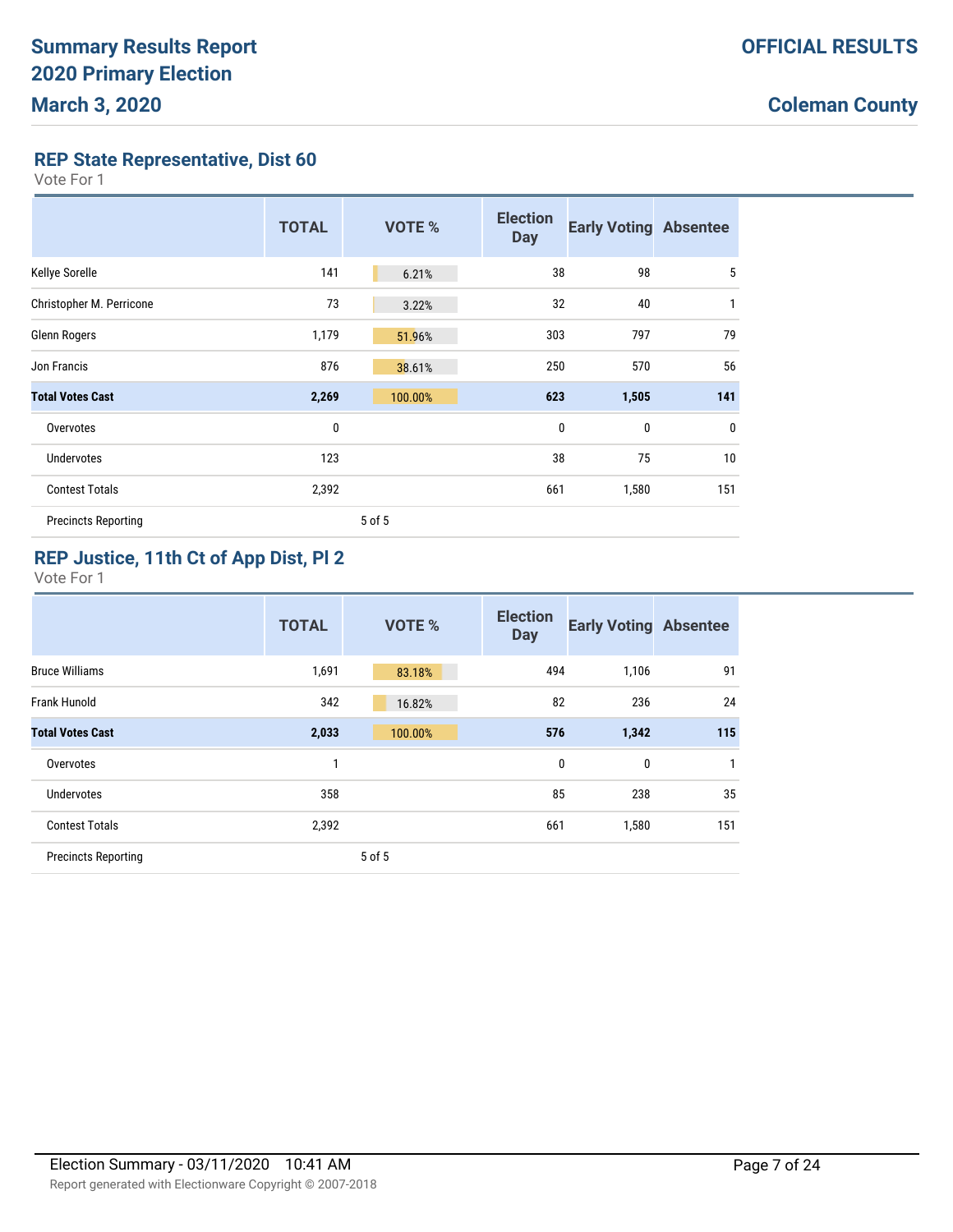# Summary Results Report
# 2020 Primary Election
# March 3, 2020

**OFFICIAL RESULTS**

**Coleman County**

## REP State Representative, Dist 60

Vote For 1

| | TOTAL | VOTE % | Election Day | Early Voting | Absentee |
|---|---|---|---|---|---|
| Kellye Sorelle | 141 | 6.21% | 38 | 98 | 5 |
| Christopher M. Perricone | 73 | 3.22% | 32 | 40 | 1 |
| Glenn Rogers | 1,179 | 51.96% | 303 | 797 | 79 |
| Jon Francis | 876 | 38.61% | 250 | 570 | 56 |
| **Total Votes Cast** | **2,269** | **100.00%** | **623** | **1,505** | **141** |
| Overvotes | 0 | | 0 | 0 | 0 |
| Undervotes | 123 | | 38 | 75 | 10 |
| Contest Totals | 2,392 | | 661 | 1,580 | 151 |
| Precincts Reporting | | 5 of 5 | | | |

## REP Justice, 11th Ct of App Dist, Pl 2

Vote For 1

| | TOTAL | VOTE % | Election Day | Early Voting | Absentee |
|---|---|---|---|---|---|
| Bruce Williams | 1,691 | 83.18% | 494 | 1,106 | 91 |
| Frank Hunold | 342 | 16.82% | 82 | 236 | 24 |
| **Total Votes Cast** | **2,033** | **100.00%** | **576** | **1,342** | **115** |
| Overvotes | 1 | | 0 | 0 | 1 |
| Undervotes | 358 | | 85 | 238 | 35 |
| Contest Totals | 2,392 | | 661 | 1,580 | 151 |
| Precincts Reporting | | 5 of 5 | | | |

Election Summary - 03/11/2020 10:41 AM

Report generated with Electionware Copyright © 2007-2018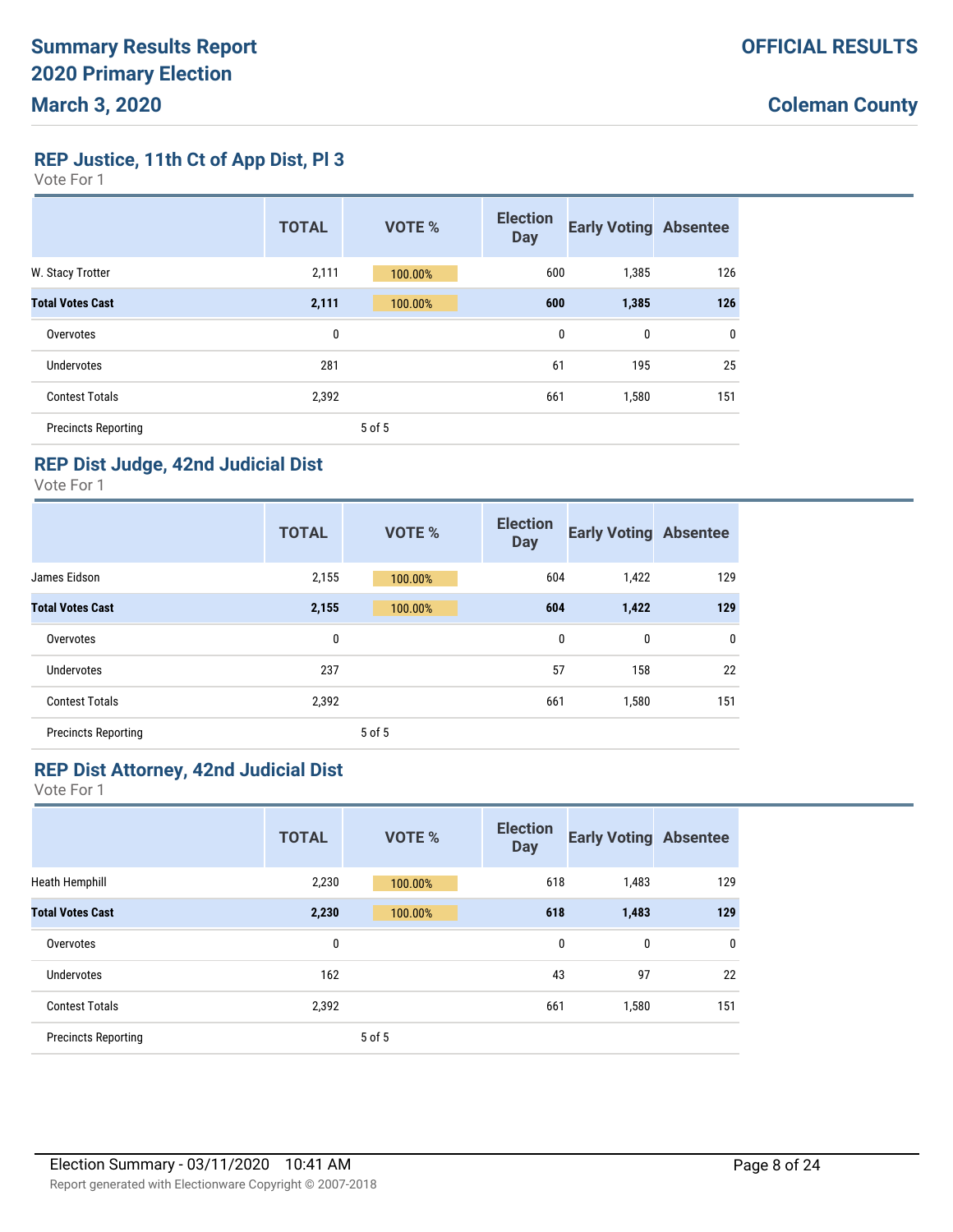## REP Justice, 11th Ct of App Dist, Pl 3

Vote For 1

| | TOTAL | VOTE % | Election Day | Early Voting | Absentee |
|---|---|---|---|---|---|
| W. Stacy Trotter | 2,111 | 100.00% | 600 | 1,385 | 126 |
| **Total Votes Cast** | **2,111** | **100.00%** | **600** | **1,385** | **126** |
| Overvotes | 0 | | 0 | 0 | 0 |
| Undervotes | 281 | | 61 | 195 | 25 |
| Contest Totals | 2,392 | | 661 | 1,580 | 151 |
| Precincts Reporting | | 5 of 5 | | | |

## REP Dist Judge, 42nd Judicial Dist

Vote For 1

| | TOTAL | VOTE % | Election Day | Early Voting | Absentee |
|---|---|---|---|---|---|
| James Eidson | 2,155 | 100.00% | 604 | 1,422 | 129 |
| **Total Votes Cast** | **2,155** | **100.00%** | **604** | **1,422** | **129** |
| Overvotes | 0 | | 0 | 0 | 0 |
| Undervotes | 237 | | 57 | 158 | 22 |
| Contest Totals | 2,392 | | 661 | 1,580 | 151 |
| Precincts Reporting | | 5 of 5 | | | |

## REP Dist Attorney, 42nd Judicial Dist

Vote For 1

| | TOTAL | VOTE % | Election Day | Early Voting | Absentee |
|---|---|---|---|---|---|
| Heath Hemphill | 2,230 | 100.00% | 618 | 1,483 | 129 |
| **Total Votes Cast** | **2,230** | **100.00%** | **618** | **1,483** | **129** |
| Overvotes | 0 | | 0 | 0 | 0 |
| Undervotes | 162 | | 43 | 97 | 22 |
| Contest Totals | 2,392 | | 661 | 1,580 | 151 |
| Precincts Reporting | | 5 of 5 | | | |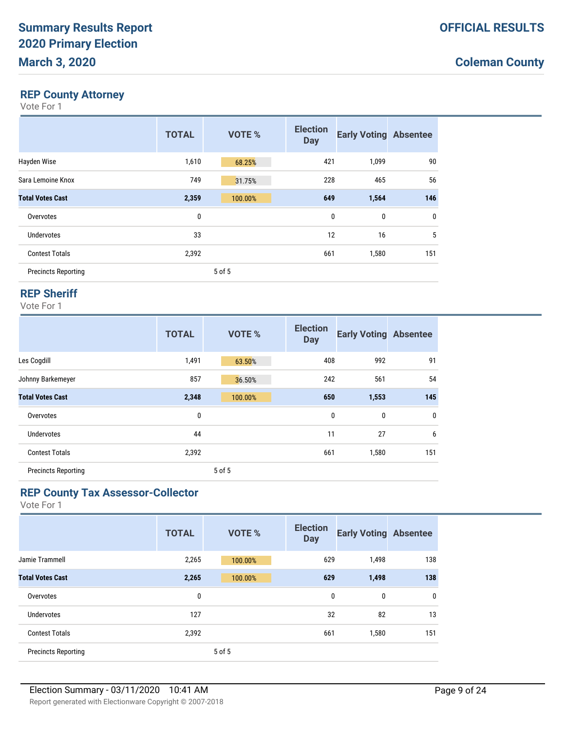# Summary Results Report 2020 Primary Election March 3, 2020

**OFFICIAL RESULTS**

**Coleman County**

## REP County Attorney

Vote For 1

| | TOTAL | VOTE % | Election Day | Early Voting | Absentee |
|---|---|---|---|---|---|
| Hayden Wise | 1,610 | 68.25% | 421 | 1,099 | 90 |
| Sara Lemoine Knox | 749 | 31.75% | 228 | 465 | 56 |
| **Total Votes Cast** | **2,359** | **100.00%** | **649** | **1,564** | **146** |
| Overvotes | 0 | | 0 | 0 | 0 |
| Undervotes | 33 | | 12 | 16 | 5 |
| Contest Totals | 2,392 | | 661 | 1,580 | 151 |
| Precincts Reporting | | 5 of 5 | | | |

## REP Sheriff

Vote For 1

| | TOTAL | VOTE % | Election Day | Early Voting | Absentee |
|---|---|---|---|---|---|
| Les Cogdill | 1,491 | 63.50% | 408 | 992 | 91 |
| Johnny Barkemeyer | 857 | 36.50% | 242 | 561 | 54 |
| **Total Votes Cast** | **2,348** | **100.00%** | **650** | **1,553** | **145** |
| Overvotes | 0 | | 0 | 0 | 0 |
| Undervotes | 44 | | 11 | 27 | 6 |
| Contest Totals | 2,392 | | 661 | 1,580 | 151 |
| Precincts Reporting | | 5 of 5 | | | |

## REP County Tax Assessor-Collector

Vote For 1

| | TOTAL | VOTE % | Election Day | Early Voting | Absentee |
|---|---|---|---|---|---|
| Jamie Trammell | 2,265 | 100.00% | 629 | 1,498 | 138 |
| **Total Votes Cast** | **2,265** | **100.00%** | **629** | **1,498** | **138** |
| Overvotes | 0 | | 0 | 0 | 0 |
| Undervotes | 127 | | 32 | 82 | 13 |
| Contest Totals | 2,392 | | 661 | 1,580 | 151 |
| Precincts Reporting | | 5 of 5 | | | |

Election Summary - 03/11/2020 10:41 AM

Report generated with Electionware Copyright © 2007-2018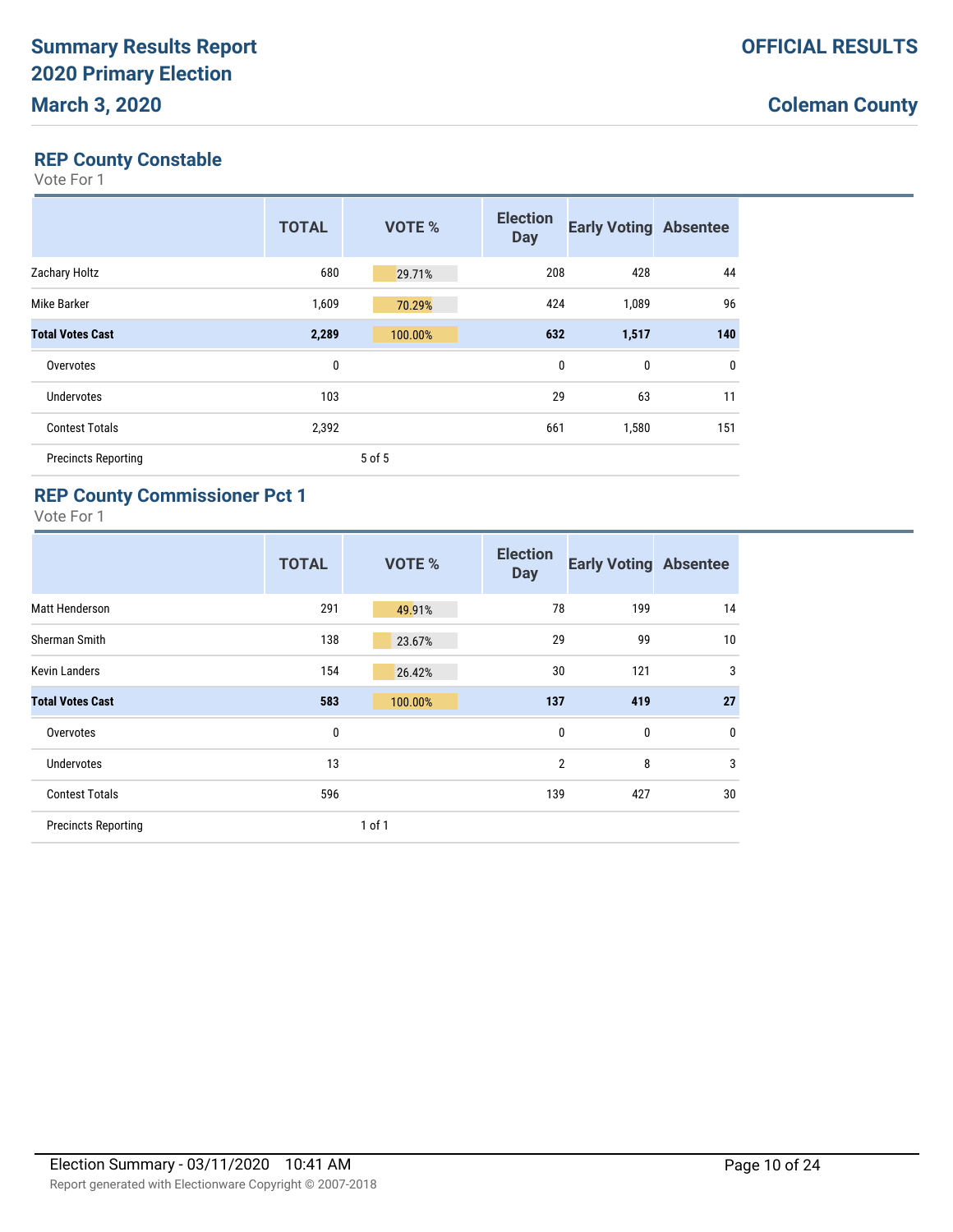## REP County Constable

Vote For 1

| | TOTAL | VOTE % | Election Day | Early Voting | Absentee |
|---|---|---|---|---|---|
| Zachary Holtz | 680 | 29.71% | 208 | 428 | 44 |
| Mike Barker | 1,609 | 70.29% | 424 | 1,089 | 96 |
| **Total Votes Cast** | **2,289** | 100.00% | **632** | **1,517** | **140** |
| Overvotes | 0 | | 0 | 0 | 0 |
| Undervotes | 103 | | 29 | 63 | 11 |
| Contest Totals | 2,392 | | 661 | 1,580 | 151 |
| Precincts Reporting | | 5 of 5 | | | |

## REP County Commissioner Pct 1

Vote For 1

| | TOTAL | VOTE % | Election Day | Early Voting | Absentee |
|---|---|---|---|---|---|
| Matt Henderson | 291 | 49.91% | 78 | 199 | 14 |
| Sherman Smith | 138 | 23.67% | 29 | 99 | 10 |
| Kevin Landers | 154 | 26.42% | 30 | 121 | 3 |
| **Total Votes Cast** | **583** | 100.00% | **137** | **419** | **27** |
| Overvotes | 0 | | 0 | 0 | 0 |
| Undervotes | 13 | | 2 | 8 | 3 |
| Contest Totals | 596 | | 139 | 427 | 30 |
| Precincts Reporting | | 1 of 1 | | | |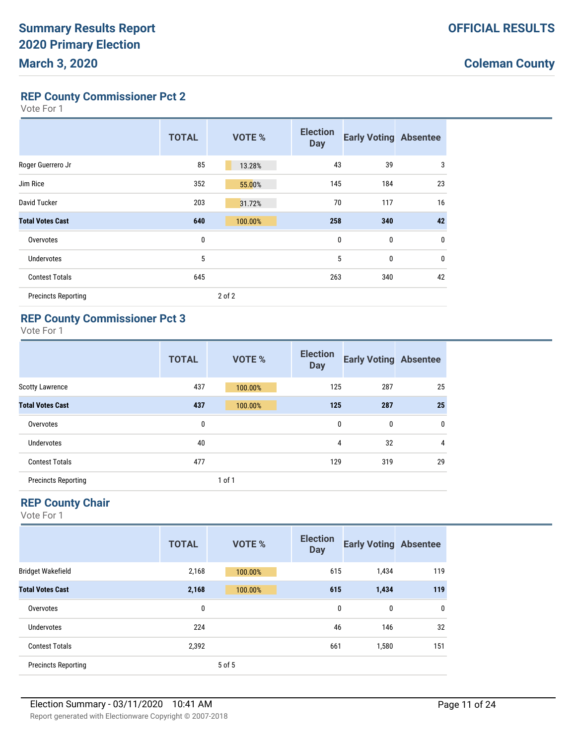# Summary Results Report
# 2020 Primary Election
# March 3, 2020

**OFFICIAL RESULTS**

**Coleman County**

## REP County Commissioner Pct 2

Vote For 1

| | TOTAL | VOTE % | Election Day | Early Voting | Absentee |
|---|---|---|---|---|---|
| Roger Guerrero Jr | 85 | 13.28% | 43 | 39 | 3 |
| Jim Rice | 352 | 55.00% | 145 | 184 | 23 |
| David Tucker | 203 | 31.72% | 70 | 117 | 16 |
| **Total Votes Cast** | **640** | **100.00%** | **258** | **340** | **42** |
| Overvotes | 0 | | 0 | 0 | 0 |
| Undervotes | 5 | | 5 | 0 | 0 |
| Contest Totals | 645 | | 263 | 340 | 42 |
| Precincts Reporting | | 2 of 2 | | | |

## REP County Commissioner Pct 3

Vote For 1

| | TOTAL | VOTE % | Election Day | Early Voting | Absentee |
|---|---|---|---|---|---|
| Scotty Lawrence | 437 | 100.00% | 125 | 287 | 25 |
| **Total Votes Cast** | **437** | **100.00%** | **125** | **287** | **25** |
| Overvotes | 0 | | 0 | 0 | 0 |
| Undervotes | 40 | | 4 | 32 | 4 |
| Contest Totals | 477 | | 129 | 319 | 29 |
| Precincts Reporting | | 1 of 1 | | | |

## REP County Chair

Vote For 1

| | TOTAL | VOTE % | Election Day | Early Voting | Absentee |
|---|---|---|---|---|---|
| Bridget Wakefield | 2,168 | 100.00% | 615 | 1,434 | 119 |
| **Total Votes Cast** | **2,168** | **100.00%** | **615** | **1,434** | **119** |
| Overvotes | 0 | | 0 | 0 | 0 |
| Undervotes | 224 | | 46 | 146 | 32 |
| Contest Totals | 2,392 | | 661 | 1,580 | 151 |
| Precincts Reporting | | 5 of 5 | | | |

Election Summary - 03/11/2020 10:41 AM

Report generated with Electionware Copyright © 2007-2018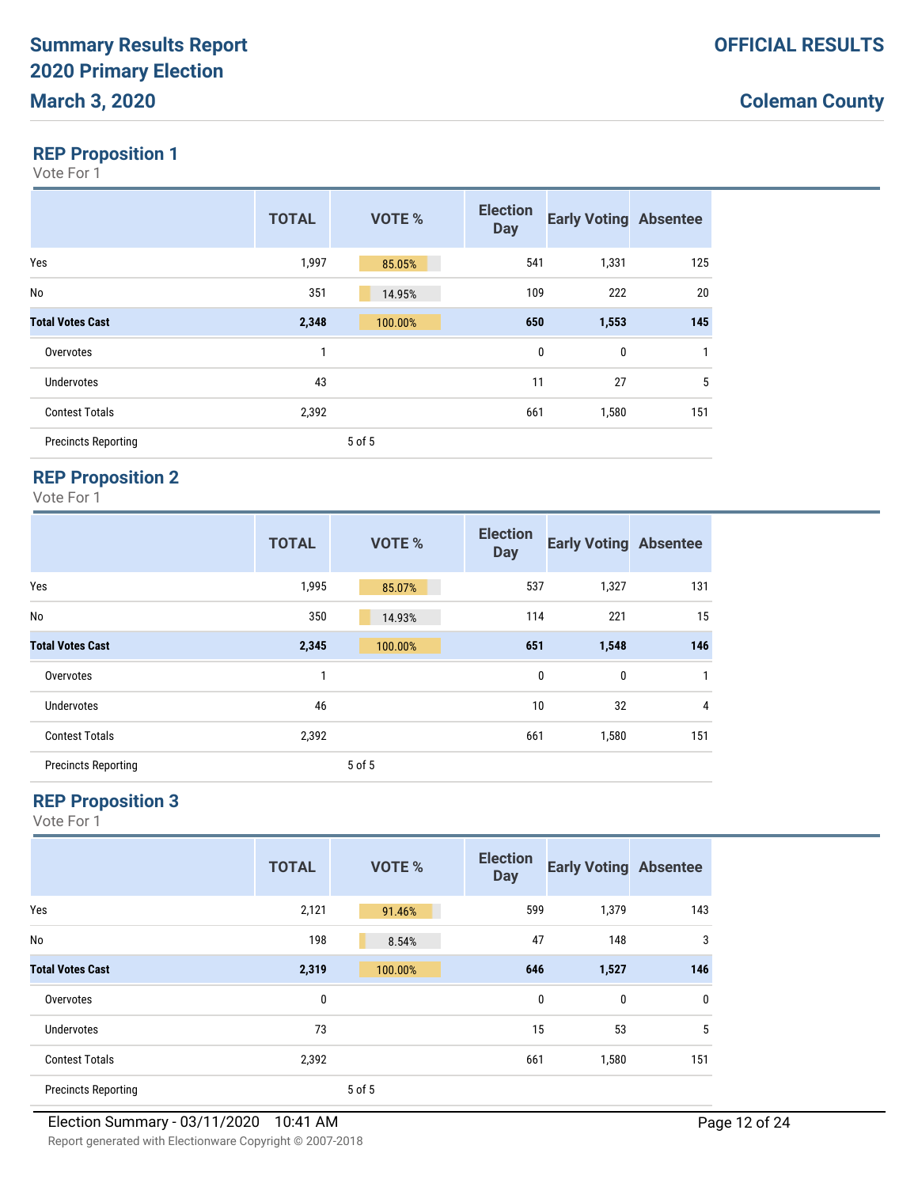# Summary Results Report
# 2020 Primary Election
# March 3, 2020

**OFFICIAL RESULTS**

**Coleman County**

## REP Proposition 1

Vote For 1

| | TOTAL | VOTE % | Election Day | Early Voting | Absentee |
|---|---|---|---|---|---|
| Yes | 1,997 | 85.05% | 541 | 1,331 | 125 |
| No | 351 | 14.95% | 109 | 222 | 20 |
| **Total Votes Cast** | **2,348** | 100.00% | **650** | **1,553** | **145** |
| Overvotes | 1 | | 0 | 0 | 1 |
| Undervotes | 43 | | 11 | 27 | 5 |
| Contest Totals | 2,392 | | 661 | 1,580 | 151 |
| Precincts Reporting | | 5 of 5 | | | |

## REP Proposition 2

Vote For 1

| | TOTAL | VOTE % | Election Day | Early Voting | Absentee |
|---|---|---|---|---|---|
| Yes | 1,995 | 85.07% | 537 | 1,327 | 131 |
| No | 350 | 14.93% | 114 | 221 | 15 |
| **Total Votes Cast** | **2,345** | 100.00% | **651** | **1,548** | **146** |
| Overvotes | 1 | | 0 | 0 | 1 |
| Undervotes | 46 | | 10 | 32 | 4 |
| Contest Totals | 2,392 | | 661 | 1,580 | 151 |
| Precincts Reporting | | 5 of 5 | | | |

## REP Proposition 3

Vote For 1

| | TOTAL | VOTE % | Election Day | Early Voting | Absentee |
|---|---|---|---|---|---|
| Yes | 2,121 | 91.46% | 599 | 1,379 | 143 |
| No | 198 | 8.54% | 47 | 148 | 3 |
| **Total Votes Cast** | **2,319** | 100.00% | **646** | **1,527** | **146** |
| Overvotes | 0 | | 0 | 0 | 0 |
| Undervotes | 73 | | 15 | 53 | 5 |
| Contest Totals | 2,392 | | 661 | 1,580 | 151 |
| Precincts Reporting | | 5 of 5 | | | |

Election Summary - 03/11/2020 10:41 AM

Report generated with Electionware Copyright © 2007-2018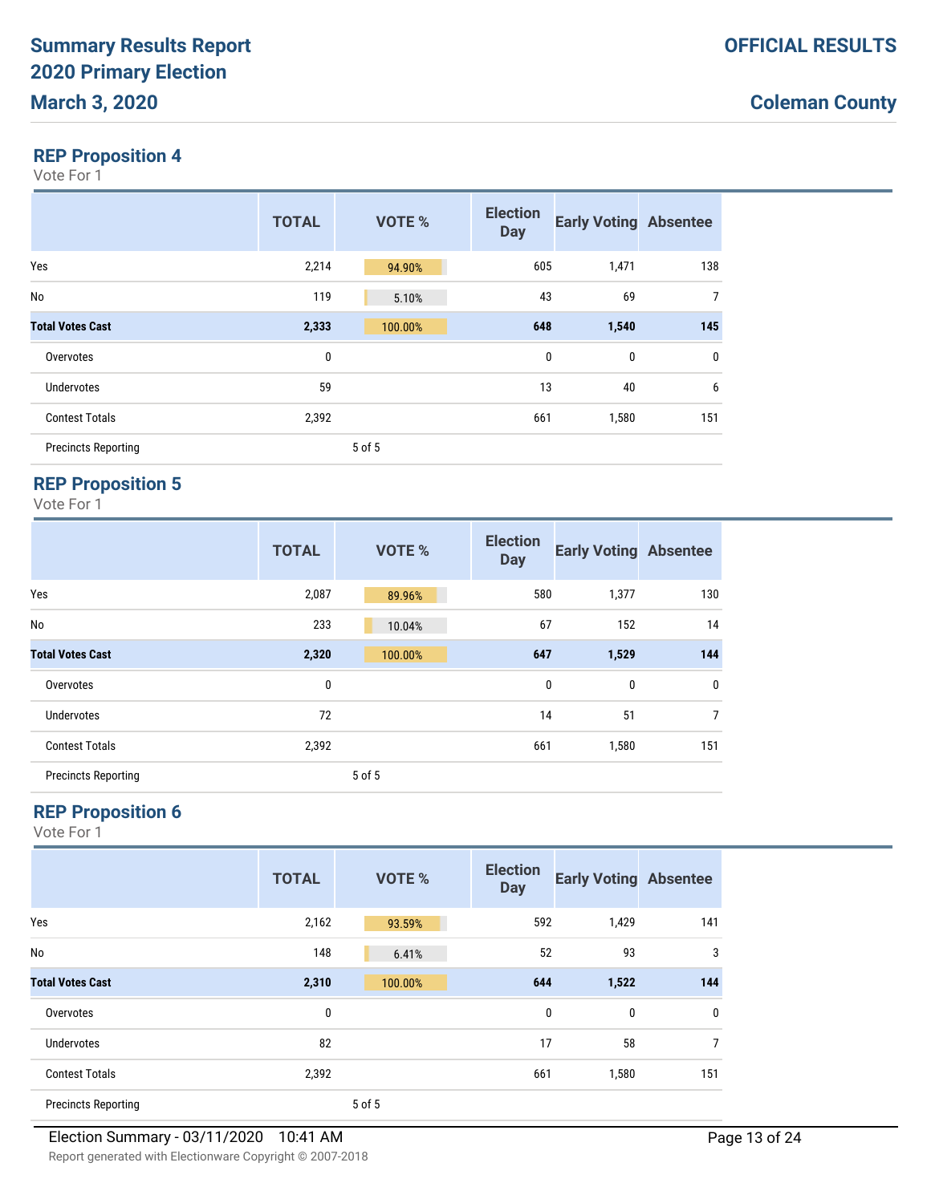# Summary Results Report
# 2020 Primary Election
# March 3, 2020

**OFFICIAL RESULTS**

**Coleman County**

## REP Proposition 4

Vote For 1

| | TOTAL | VOTE % | Election Day | Early Voting | Absentee |
|---|---|---|---|---|---|
| Yes | 2,214 | 94.90% | 605 | 1,471 | 138 |
| No | 119 | 5.10% | 43 | 69 | 7 |
| **Total Votes Cast** | **2,333** | **100.00%** | **648** | **1,540** | **145** |
| Overvotes | 0 | | 0 | 0 | 0 |
| Undervotes | 59 | | 13 | 40 | 6 |
| Contest Totals | 2,392 | | 661 | 1,580 | 151 |
| Precincts Reporting | | 5 of 5 | | | |

## REP Proposition 5

Vote For 1

| | TOTAL | VOTE % | Election Day | Early Voting | Absentee |
|---|---|---|---|---|---|
| Yes | 2,087 | 89.96% | 580 | 1,377 | 130 |
| No | 233 | 10.04% | 67 | 152 | 14 |
| **Total Votes Cast** | **2,320** | **100.00%** | **647** | **1,529** | **144** |
| Overvotes | 0 | | 0 | 0 | 0 |
| Undervotes | 72 | | 14 | 51 | 7 |
| Contest Totals | 2,392 | | 661 | 1,580 | 151 |
| Precincts Reporting | | 5 of 5 | | | |

## REP Proposition 6

Vote For 1

| | TOTAL | VOTE % | Election Day | Early Voting | Absentee |
|---|---|---|---|---|---|
| Yes | 2,162 | 93.59% | 592 | 1,429 | 141 |
| No | 148 | 6.41% | 52 | 93 | 3 |
| **Total Votes Cast** | **2,310** | **100.00%** | **644** | **1,522** | **144** |
| Overvotes | 0 | | 0 | 0 | 0 |
| Undervotes | 82 | | 17 | 58 | 7 |
| Contest Totals | 2,392 | | 661 | 1,580 | 151 |
| Precincts Reporting | | 5 of 5 | | | |

Election Summary - 03/11/2020 10:41 AM

Report generated with Electionware Copyright © 2007-2018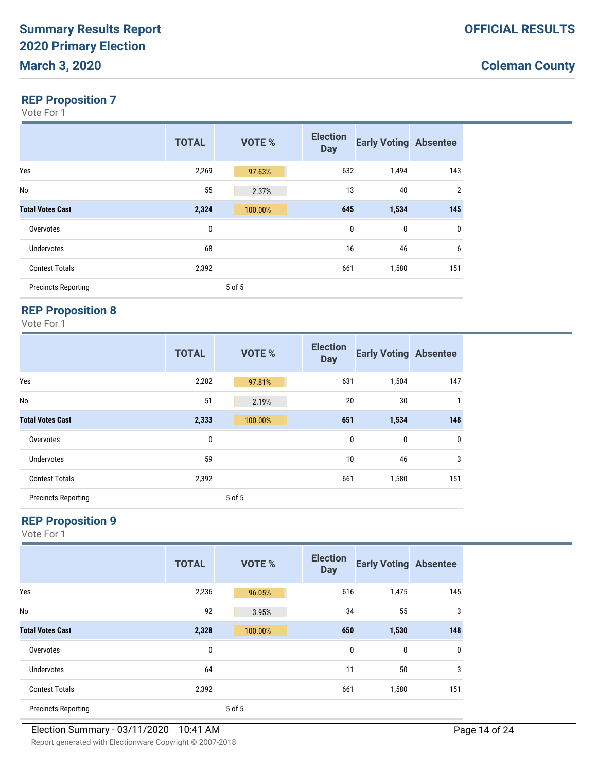## REP Proposition 7

Vote For 1

| | TOTAL | VOTE % | Election Day | Early Voting | Absentee |
|---|---|---|---|---|---|
| Yes | 2,269 | 97.63% | 632 | 1,494 | 143 |
| No | 55 | 2.37% | 13 | 40 | 2 |
| **Total Votes Cast** | **2,324** | **100.00%** | **645** | **1,534** | **145** |
| Overvotes | 0 | | 0 | 0 | 0 |
| Undervotes | 68 | | 16 | 46 | 6 |
| Contest Totals | 2,392 | | 661 | 1,580 | 151 |
| Precincts Reporting | | 5 of 5 | | | |

## REP Proposition 8

Vote For 1

| | TOTAL | VOTE % | Election Day | Early Voting | Absentee |
|---|---|---|---|---|---|
| Yes | 2,282 | 97.81% | 631 | 1,504 | 147 |
| No | 51 | 2.19% | 20 | 30 | 1 |
| **Total Votes Cast** | **2,333** | **100.00%** | **651** | **1,534** | **148** |
| Overvotes | 0 | | 0 | 0 | 0 |
| Undervotes | 59 | | 10 | 46 | 3 |
| Contest Totals | 2,392 | | 661 | 1,580 | 151 |
| Precincts Reporting | | 5 of 5 | | | |

## REP Proposition 9

Vote For 1

| | TOTAL | VOTE % | Election Day | Early Voting | Absentee |
|---|---|---|---|---|---|
| Yes | 2,236 | 96.05% | 616 | 1,475 | 145 |
| No | 92 | 3.95% | 34 | 55 | 3 |
| **Total Votes Cast** | **2,328** | **100.00%** | **650** | **1,530** | **148** |
| Overvotes | 0 | | 0 | 0 | 0 |
| Undervotes | 64 | | 11 | 50 | 3 |
| Contest Totals | 2,392 | | 661 | 1,580 | 151 |
| Precincts Reporting | | 5 of 5 | | | |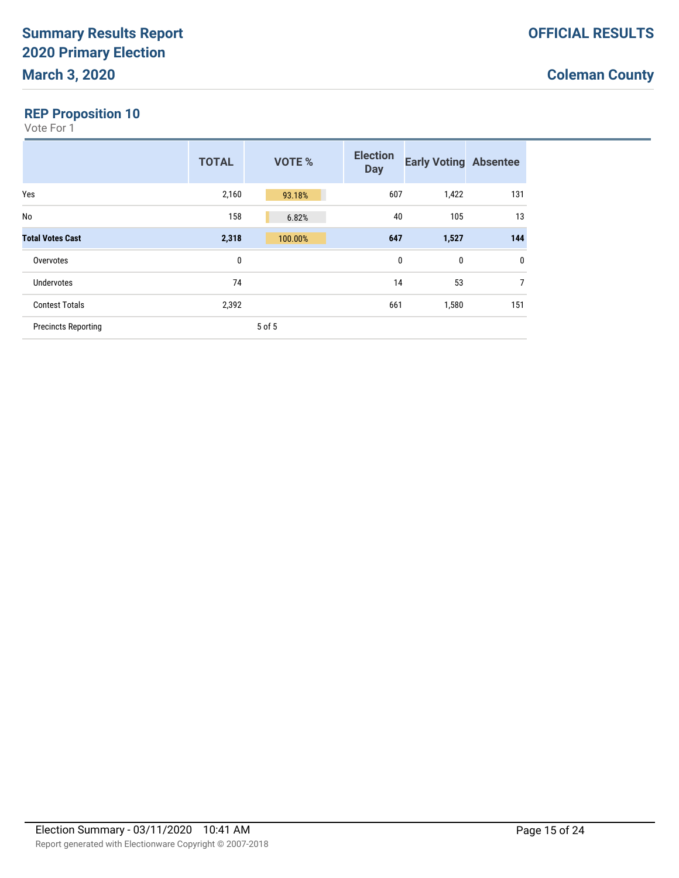# Summary Results Report
# 2020 Primary Election
# March 3, 2020

**OFFICIAL RESULTS**

**Coleman County**

## REP Proposition 10

Vote For 1

| | TOTAL | VOTE % | Election Day | Early Voting | Absentee |
|---|---|---|---|---|---|
| Yes | 2,160 | 93.18% | 607 | 1,422 | 131 |
| No | 158 | 6.82% | 40 | 105 | 13 |
| **Total Votes Cast** | **2,318** | **100.00%** | **647** | **1,527** | **144** |
| Overvotes | 0 | | 0 | 0 | 0 |
| Undervotes | 74 | | 14 | 53 | 7 |
| Contest Totals | 2,392 | | 661 | 1,580 | 151 |
| Precincts Reporting | | 5 of 5 | | | |

Election Summary - 03/11/2020 10:41 AM

Report generated with Electionware Copyright © 2007-2018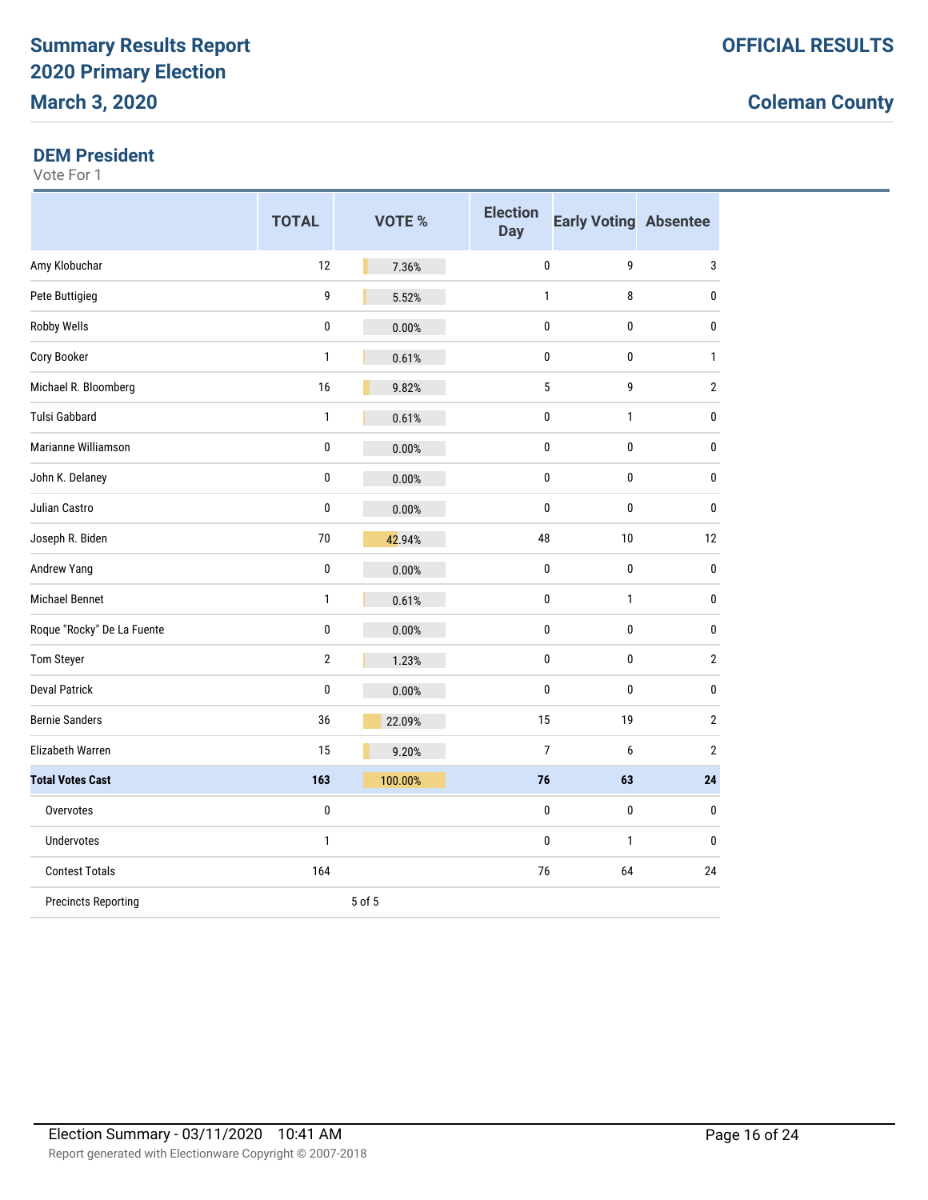# Summary Results Report
# 2020 Primary Election
# March 3, 2020

**OFFICIAL RESULTS**

**Coleman County**

## DEM President

Vote For 1

| | TOTAL | VOTE % | Election Day | Early Voting | Absentee |
|---|---|---|---|---|---|
| Amy Klobuchar | 12 | 7.36% | 0 | 9 | 3 |
| Pete Buttigieg | 9 | 5.52% | 1 | 8 | 0 |
| Robby Wells | 0 | 0.00% | 0 | 0 | 0 |
| Cory Booker | 1 | 0.61% | 0 | 0 | 1 |
| Michael R. Bloomberg | 16 | 9.82% | 5 | 9 | 2 |
| Tulsi Gabbard | 1 | 0.61% | 0 | 1 | 0 |
| Marianne Williamson | 0 | 0.00% | 0 | 0 | 0 |
| John K. Delaney | 0 | 0.00% | 0 | 0 | 0 |
| Julian Castro | 0 | 0.00% | 0 | 0 | 0 |
| Joseph R. Biden | 70 | 42.94% | 48 | 10 | 12 |
| Andrew Yang | 0 | 0.00% | 0 | 0 | 0 |
| Michael Bennet | 1 | 0.61% | 0 | 1 | 0 |
| Roque "Rocky" De La Fuente | 0 | 0.00% | 0 | 0 | 0 |
| Tom Steyer | 2 | 1.23% | 0 | 0 | 2 |
| Deval Patrick | 0 | 0.00% | 0 | 0 | 0 |
| Bernie Sanders | 36 | 22.09% | 15 | 19 | 2 |
| Elizabeth Warren | 15 | 9.20% | 7 | 6 | 2 |
| **Total Votes Cast** | **163** | **100.00%** | **76** | **63** | **24** |
| Overvotes | 0 | | 0 | 0 | 0 |
| Undervotes | 1 | | 0 | 1 | 0 |
| Contest Totals | 164 | | 76 | 64 | 24 |
| Precincts Reporting | | 5 of 5 | | | |

Election Summary - 03/11/2020 10:41 AM

Report generated with Electionware Copyright © 2007-2018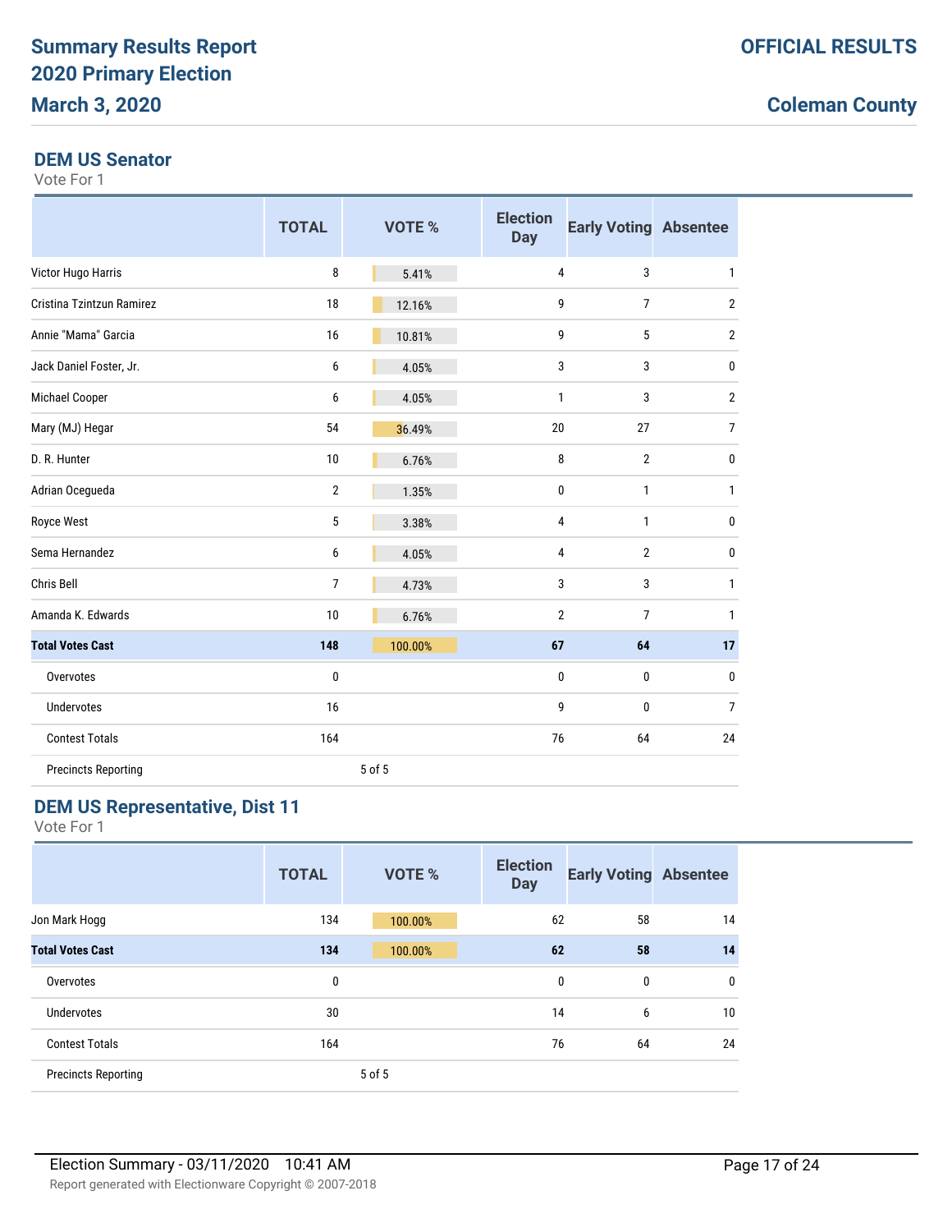# Summary Results Report
# 2020 Primary Election
# March 3, 2020

**OFFICIAL RESULTS**

**Coleman County**

## DEM US Senator

Vote For 1

| | TOTAL | VOTE % | Election Day | Early Voting | Absentee |
|---|---|---|---|---|---|
| Victor Hugo Harris | 8 | 5.41% | 4 | 3 | 1 |
| Cristina Tzintzun Ramirez | 18 | 12.16% | 9 | 7 | 2 |
| Annie "Mama" Garcia | 16 | 10.81% | 9 | 5 | 2 |
| Jack Daniel Foster, Jr. | 6 | 4.05% | 3 | 3 | 0 |
| Michael Cooper | 6 | 4.05% | 1 | 3 | 2 |
| Mary (MJ) Hegar | 54 | 36.49% | 20 | 27 | 7 |
| D. R. Hunter | 10 | 6.76% | 8 | 2 | 0 |
| Adrian Ocegueda | 2 | 1.35% | 0 | 1 | 1 |
| Royce West | 5 | 3.38% | 4 | 1 | 0 |
| Sema Hernandez | 6 | 4.05% | 4 | 2 | 0 |
| Chris Bell | 7 | 4.73% | 3 | 3 | 1 |
| Amanda K. Edwards | 10 | 6.76% | 2 | 7 | 1 |
| **Total Votes Cast** | **148** | 100.00% | **67** | **64** | **17** |
| Overvotes | 0 | | 0 | 0 | 0 |
| Undervotes | 16 | | 9 | 0 | 7 |
| Contest Totals | 164 | | 76 | 64 | 24 |
| Precincts Reporting | | 5 of 5 | | | |

## DEM US Representative, Dist 11

Vote For 1

| | TOTAL | VOTE % | Election Day | Early Voting | Absentee |
|---|---|---|---|---|---|
| Jon Mark Hogg | 134 | 100.00% | 62 | 58 | 14 |
| **Total Votes Cast** | **134** | 100.00% | **62** | **58** | **14** |
| Overvotes | 0 | | 0 | 0 | 0 |
| Undervotes | 30 | | 14 | 6 | 10 |
| Contest Totals | 164 | | 76 | 64 | 24 |
| Precincts Reporting | | 5 of 5 | | | |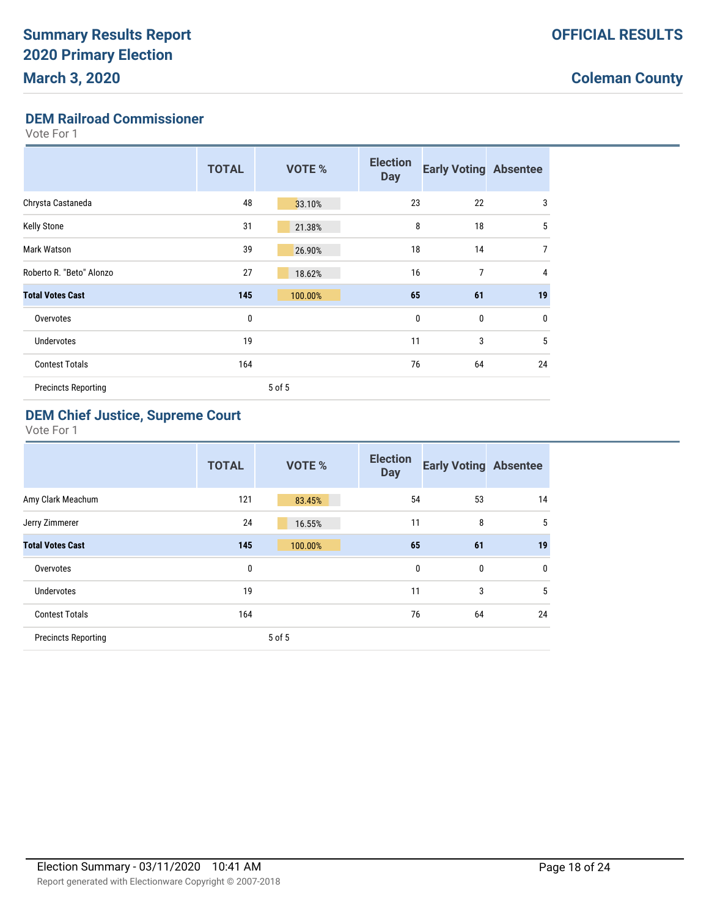# Summary Results Report
## 2020 Primary Election
## March 3, 2020

**OFFICIAL RESULTS**

**Coleman County**

### DEM Railroad Commissioner

Vote For 1

| | TOTAL | VOTE % | Election Day | Early Voting | Absentee |
|---|---|---|---|---|---|
| Chrysta Castaneda | 48 | 33.10% | 23 | 22 | 3 |
| Kelly Stone | 31 | 21.38% | 8 | 18 | 5 |
| Mark Watson | 39 | 26.90% | 18 | 14 | 7 |
| Roberto R. "Beto" Alonzo | 27 | 18.62% | 16 | 7 | 4 |
| **Total Votes Cast** | **145** | **100.00%** | **65** | **61** | **19** |
| Overvotes | 0 | | 0 | 0 | 0 |
| Undervotes | 19 | | 11 | 3 | 5 |
| Contest Totals | 164 | | 76 | 64 | 24 |
| Precincts Reporting | | 5 of 5 | | | |

### DEM Chief Justice, Supreme Court

Vote For 1

| | TOTAL | VOTE % | Election Day | Early Voting | Absentee |
|---|---|---|---|---|---|
| Amy Clark Meachum | 121 | 83.45% | 54 | 53 | 14 |
| Jerry Zimmerer | 24 | 16.55% | 11 | 8 | 5 |
| **Total Votes Cast** | **145** | **100.00%** | **65** | **61** | **19** |
| Overvotes | 0 | | 0 | 0 | 0 |
| Undervotes | 19 | | 11 | 3 | 5 |
| Contest Totals | 164 | | 76 | 64 | 24 |
| Precincts Reporting | | 5 of 5 | | | |

Election Summary - 03/11/2020 10:41 AM

Report generated with Electionware Copyright © 2007-2018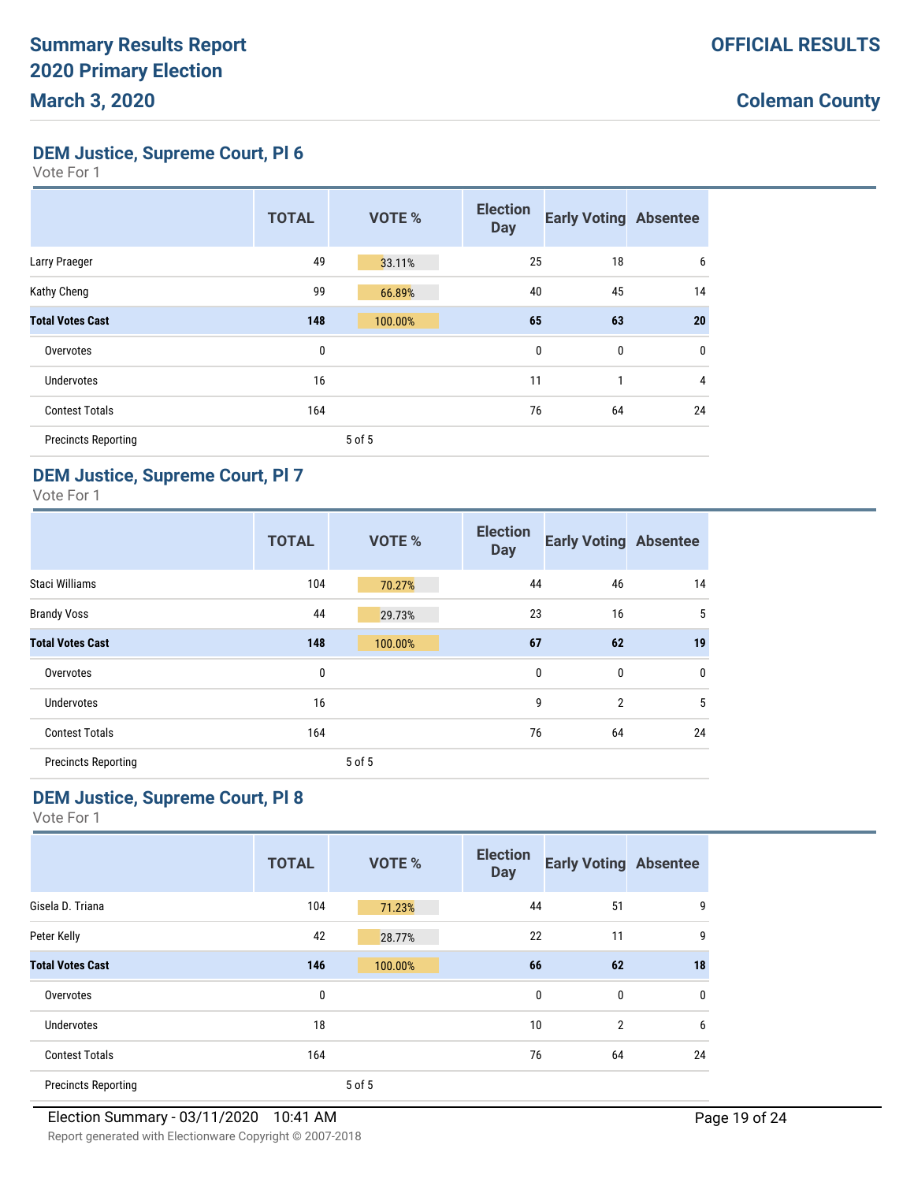# Summary Results Report
# 2020 Primary Election
# March 3, 2020

**OFFICIAL RESULTS**

**Coleman County**

## DEM Justice, Supreme Court, Pl 6

Vote For 1

| | TOTAL | VOTE % | Election Day | Early Voting | Absentee |
|---|---|---|---|---|---|
| Larry Praeger | 49 | 33.11% | 25 | 18 | 6 |
| Kathy Cheng | 99 | 66.89% | 40 | 45 | 14 |
| **Total Votes Cast** | **148** | **100.00%** | **65** | **63** | **20** |
| Overvotes | 0 | | 0 | 0 | 0 |
| Undervotes | 16 | | 11 | 1 | 4 |
| Contest Totals | 164 | | 76 | 64 | 24 |
| Precincts Reporting | | 5 of 5 | | | |

## DEM Justice, Supreme Court, Pl 7

Vote For 1

| | TOTAL | VOTE % | Election Day | Early Voting | Absentee |
|---|---|---|---|---|---|
| Staci Williams | 104 | 70.27% | 44 | 46 | 14 |
| Brandy Voss | 44 | 29.73% | 23 | 16 | 5 |
| **Total Votes Cast** | **148** | **100.00%** | **67** | **62** | **19** |
| Overvotes | 0 | | 0 | 0 | 0 |
| Undervotes | 16 | | 9 | 2 | 5 |
| Contest Totals | 164 | | 76 | 64 | 24 |
| Precincts Reporting | | 5 of 5 | | | |

## DEM Justice, Supreme Court, Pl 8

Vote For 1

| | TOTAL | VOTE % | Election Day | Early Voting | Absentee |
|---|---|---|---|---|---|
| Gisela D. Triana | 104 | 71.23% | 44 | 51 | 9 |
| Peter Kelly | 42 | 28.77% | 22 | 11 | 9 |
| **Total Votes Cast** | **146** | **100.00%** | **66** | **62** | **18** |
| Overvotes | 0 | | 0 | 0 | 0 |
| Undervotes | 18 | | 10 | 2 | 6 |
| Contest Totals | 164 | | 76 | 64 | 24 |
| Precincts Reporting | | 5 of 5 | | | |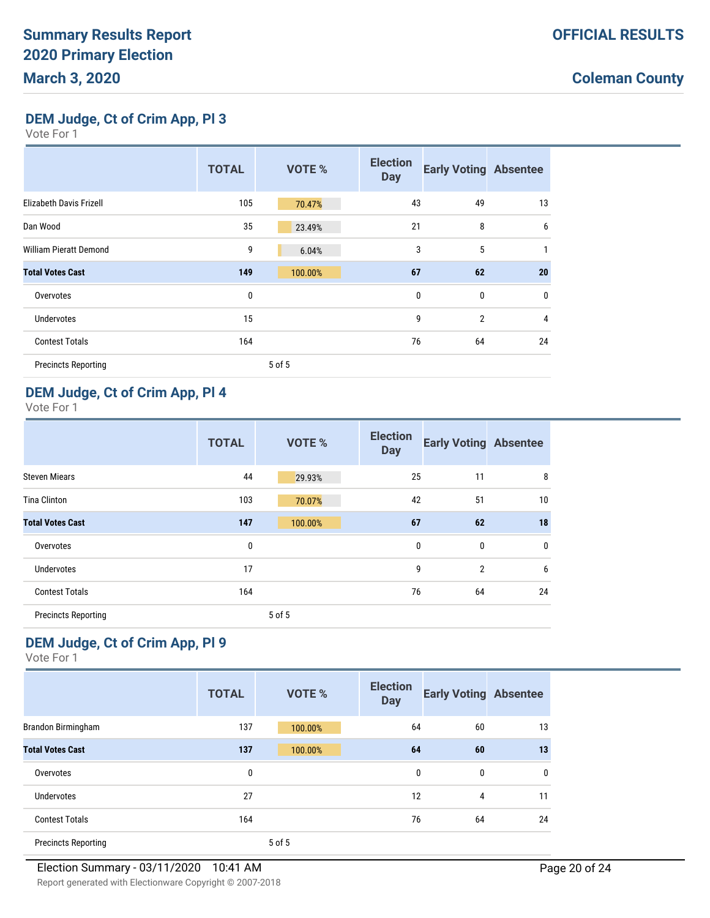**Summary Results Report**
**2020 Primary Election**
**March 3, 2020**

**OFFICIAL RESULTS**

**Coleman County**

## DEM Judge, Ct of Crim App, Pl 3

Vote For 1

| | TOTAL | VOTE % | Election Day | Early Voting | Absentee |
|---|---|---|---|---|---|
| Elizabeth Davis Frizell | 105 | 70.47% | 43 | 49 | 13 |
| Dan Wood | 35 | 23.49% | 21 | 8 | 6 |
| William Pieratt Demond | 9 | 6.04% | 3 | 5 | 1 |
| **Total Votes Cast** | **149** | **100.00%** | **67** | **62** | **20** |
| Overvotes | 0 | | 0 | 0 | 0 |
| Undervotes | 15 | | 9 | 2 | 4 |
| Contest Totals | 164 | | 76 | 64 | 24 |
| Precincts Reporting | | 5 of 5 | | | |

## DEM Judge, Ct of Crim App, Pl 4

Vote For 1

| | TOTAL | VOTE % | Election Day | Early Voting | Absentee |
|---|---|---|---|---|---|
| Steven Miears | 44 | 29.93% | 25 | 11 | 8 |
| Tina Clinton | 103 | 70.07% | 42 | 51 | 10 |
| **Total Votes Cast** | **147** | **100.00%** | **67** | **62** | **18** |
| Overvotes | 0 | | 0 | 0 | 0 |
| Undervotes | 17 | | 9 | 2 | 6 |
| Contest Totals | 164 | | 76 | 64 | 24 |
| Precincts Reporting | | 5 of 5 | | | |

## DEM Judge, Ct of Crim App, Pl 9

Vote For 1

| | TOTAL | VOTE % | Election Day | Early Voting | Absentee |
|---|---|---|---|---|---|
| Brandon Birmingham | 137 | 100.00% | 64 | 60 | 13 |
| **Total Votes Cast** | **137** | **100.00%** | **64** | **60** | **13** |
| Overvotes | 0 | | 0 | 0 | 0 |
| Undervotes | 27 | | 12 | 4 | 11 |
| Contest Totals | 164 | | 76 | 64 | 24 |
| Precincts Reporting | | 5 of 5 | | | |

Election Summary - 03/11/2020 10:41 AM

Report generated with Electionware Copyright © 2007-2018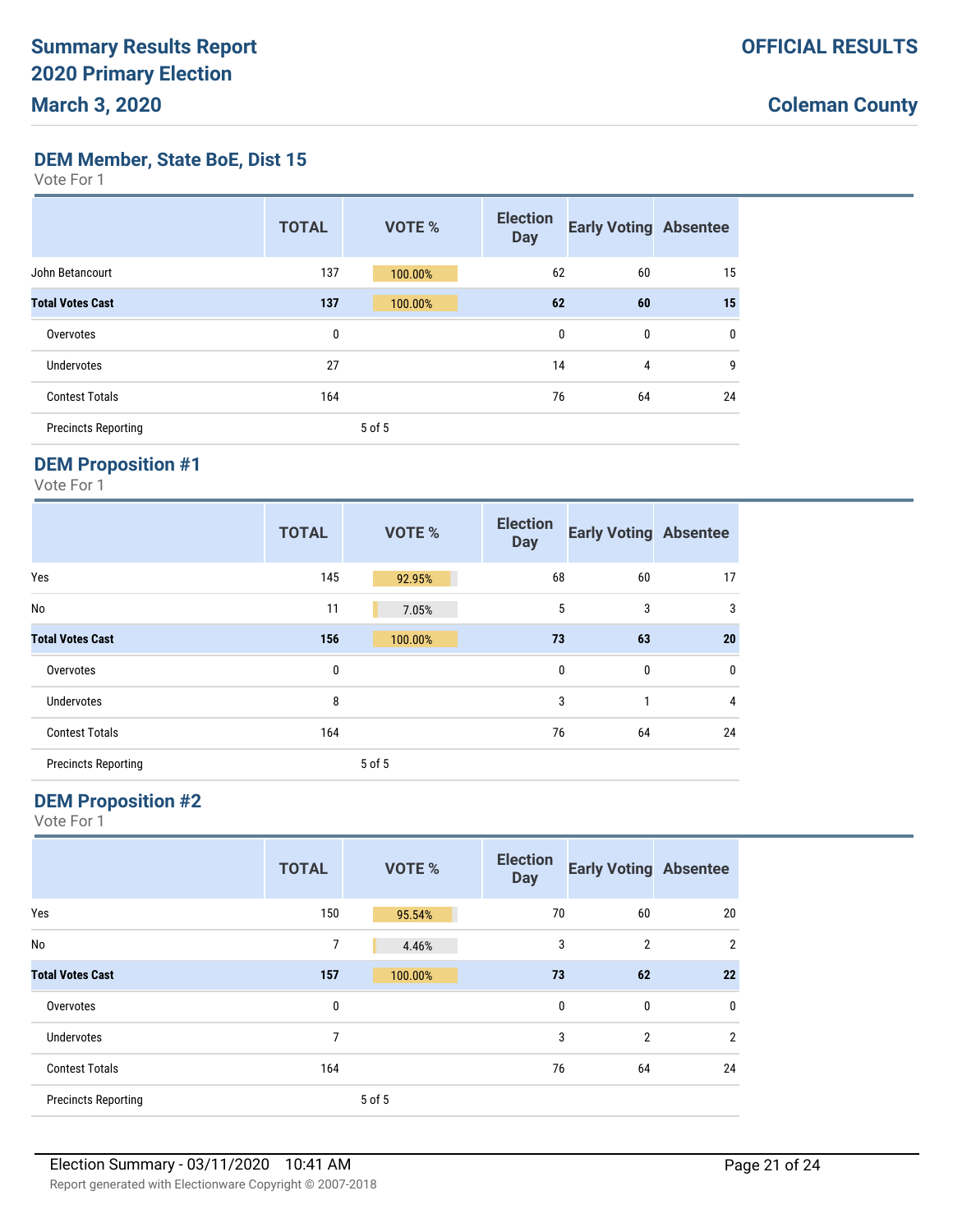# Summary Results Report
# 2020 Primary Election
# March 3, 2020

**OFFICIAL RESULTS**

**Coleman County**

## DEM Member, State BoE, Dist 15

Vote For 1

| | TOTAL | VOTE % | Election Day | Early Voting | Absentee |
|---|---|---|---|---|---|
| John Betancourt | 137 | 100.00% | 62 | 60 | 15 |
| **Total Votes Cast** | **137** | 100.00% | **62** | **60** | **15** |
| Overvotes | 0 | | 0 | 0 | 0 |
| Undervotes | 27 | | 14 | 4 | 9 |
| Contest Totals | 164 | | 76 | 64 | 24 |
| Precincts Reporting | | 5 of 5 | | | |

## DEM Proposition #1

Vote For 1

| | TOTAL | VOTE % | Election Day | Early Voting | Absentee |
|---|---|---|---|---|---|
| Yes | 145 | 92.95% | 68 | 60 | 17 |
| No | 11 | 7.05% | 5 | 3 | 3 |
| **Total Votes Cast** | **156** | 100.00% | **73** | **63** | **20** |
| Overvotes | 0 | | 0 | 0 | 0 |
| Undervotes | 8 | | 3 | 1 | 4 |
| Contest Totals | 164 | | 76 | 64 | 24 |
| Precincts Reporting | | 5 of 5 | | | |

## DEM Proposition #2

Vote For 1

| | TOTAL | VOTE % | Election Day | Early Voting | Absentee |
|---|---|---|---|---|---|
| Yes | 150 | 95.54% | 70 | 60 | 20 |
| No | 7 | 4.46% | 3 | 2 | 2 |
| **Total Votes Cast** | **157** | 100.00% | **73** | **62** | **22** |
| Overvotes | 0 | | 0 | 0 | 0 |
| Undervotes | 7 | | 3 | 2 | 2 |
| Contest Totals | 164 | | 76 | 64 | 24 |
| Precincts Reporting | | 5 of 5 | | | |

Election Summary - 03/11/2020 10:41 AM

Report generated with Electionware Copyright © 2007-2018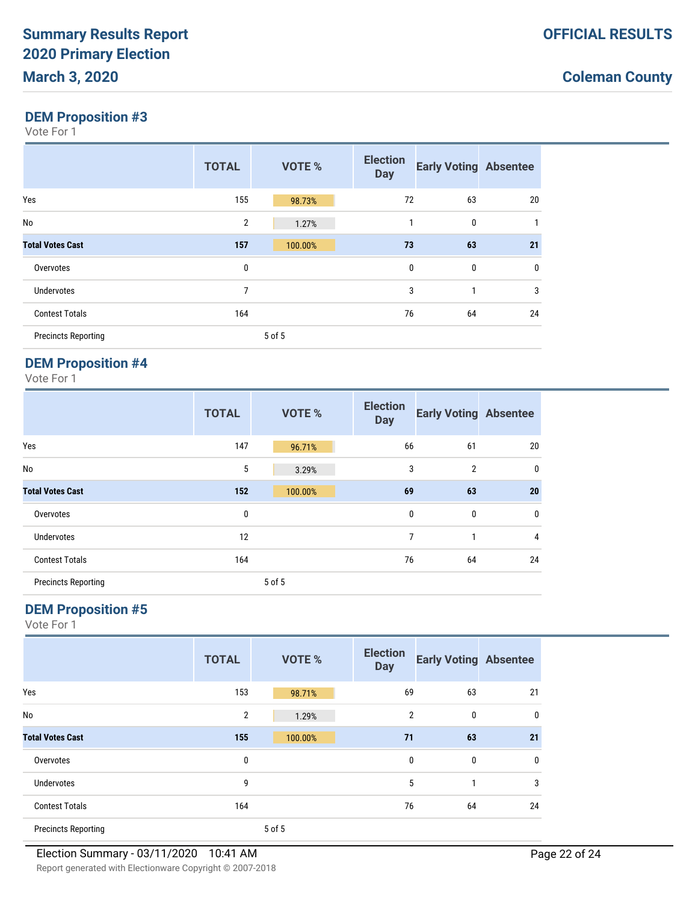## DEM Proposition #3

Vote For 1

| | TOTAL | VOTE % | Election Day | Early Voting | Absentee |
|---|---|---|---|---|---|
| Yes | 155 | 98.73% | 72 | 63 | 20 |
| No | 2 | 1.27% | 1 | 0 | 1 |
| **Total Votes Cast** | **157** | 100.00% | **73** | **63** | **21** |
| Overvotes | 0 | | 0 | 0 | 0 |
| Undervotes | 7 | | 3 | 1 | 3 |
| Contest Totals | 164 | | 76 | 64 | 24 |
| Precincts Reporting | | 5 of 5 | | | |

## DEM Proposition #4

Vote For 1

| | TOTAL | VOTE % | Election Day | Early Voting | Absentee |
|---|---|---|---|---|---|
| Yes | 147 | 96.71% | 66 | 61 | 20 |
| No | 5 | 3.29% | 3 | 2 | 0 |
| **Total Votes Cast** | **152** | 100.00% | **69** | **63** | **20** |
| Overvotes | 0 | | 0 | 0 | 0 |
| Undervotes | 12 | | 7 | 1 | 4 |
| Contest Totals | 164 | | 76 | 64 | 24 |
| Precincts Reporting | | 5 of 5 | | | |

## DEM Proposition #5

Vote For 1

| | TOTAL | VOTE % | Election Day | Early Voting | Absentee |
|---|---|---|---|---|---|
| Yes | 153 | 98.71% | 69 | 63 | 21 |
| No | 2 | 1.29% | 2 | 0 | 0 |
| **Total Votes Cast** | **155** | 100.00% | **71** | **63** | **21** |
| Overvotes | 0 | | 0 | 0 | 0 |
| Undervotes | 9 | | 5 | 1 | 3 |
| Contest Totals | 164 | | 76 | 64 | 24 |
| Precincts Reporting | | 5 of 5 | | | |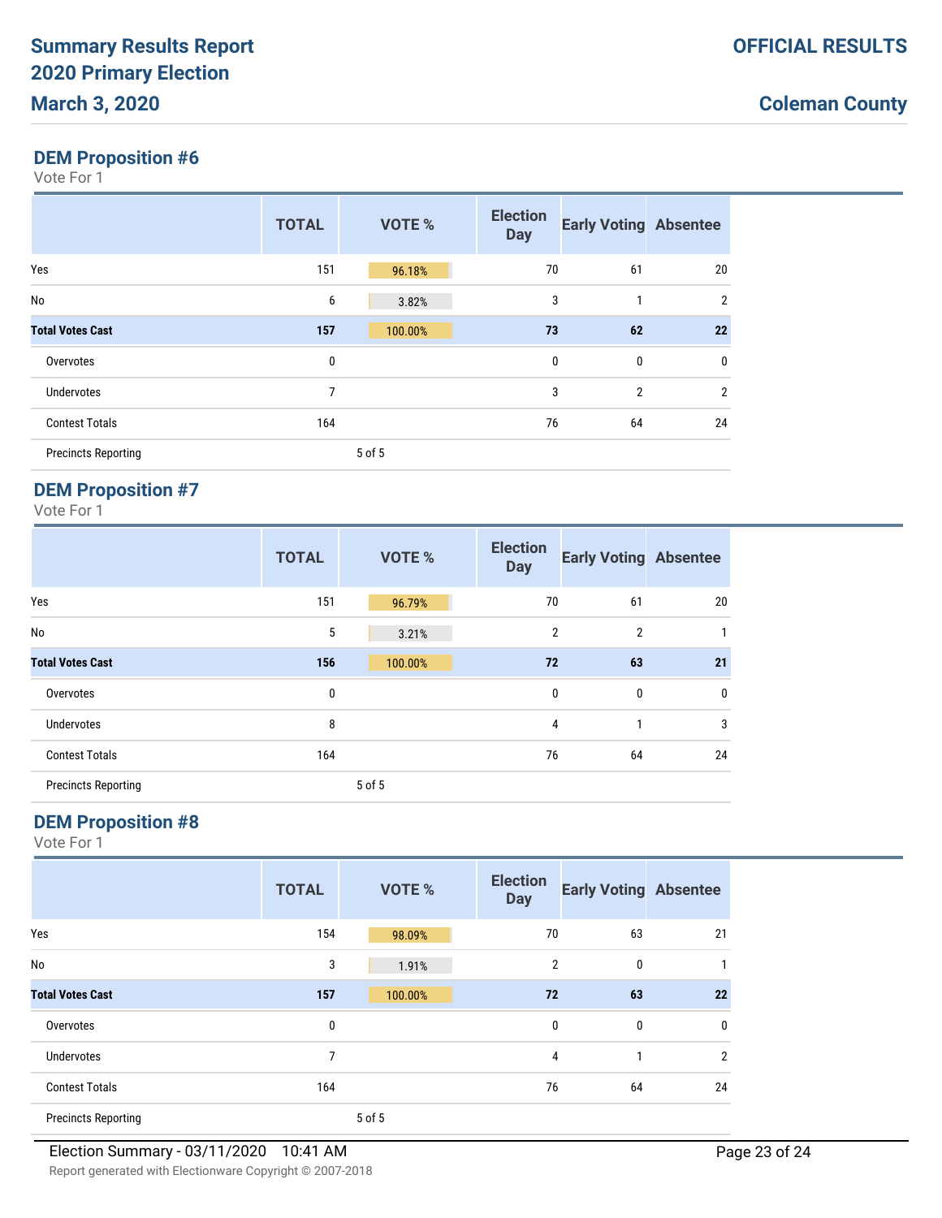# Summary Results Report

## 2020 Primary Election

## March 3, 2020

**OFFICIAL RESULTS**

**Coleman County**

### DEM Proposition #6

Vote For 1

| | TOTAL | VOTE % | Election Day | Early Voting | Absentee |
|---|---|---|---|---|---|
| Yes | 151 | 96.18% | 70 | 61 | 20 |
| No | 6 | 3.82% | 3 | 1 | 2 |
| **Total Votes Cast** | **157** | **100.00%** | **73** | **62** | **22** |
| Overvotes | 0 | | 0 | 0 | 0 |
| Undervotes | 7 | | 3 | 2 | 2 |
| Contest Totals | 164 | | 76 | 64 | 24 |
| Precincts Reporting | | 5 of 5 | | | |

### DEM Proposition #7

Vote For 1

| | TOTAL | VOTE % | Election Day | Early Voting | Absentee |
|---|---|---|---|---|---|
| Yes | 151 | 96.79% | 70 | 61 | 20 |
| No | 5 | 3.21% | 2 | 2 | 1 |
| **Total Votes Cast** | **156** | **100.00%** | **72** | **63** | **21** |
| Overvotes | 0 | | 0 | 0 | 0 |
| Undervotes | 8 | | 4 | 1 | 3 |
| Contest Totals | 164 | | 76 | 64 | 24 |
| Precincts Reporting | | 5 of 5 | | | |

### DEM Proposition #8

Vote For 1

| | TOTAL | VOTE % | Election Day | Early Voting | Absentee |
|---|---|---|---|---|---|
| Yes | 154 | 98.09% | 70 | 63 | 21 |
| No | 3 | 1.91% | 2 | 0 | 1 |
| **Total Votes Cast** | **157** | **100.00%** | **72** | **63** | **22** |
| Overvotes | 0 | | 0 | 0 | 0 |
| Undervotes | 7 | | 4 | 1 | 2 |
| Contest Totals | 164 | | 76 | 64 | 24 |
| Precincts Reporting | | 5 of 5 | | | |

Election Summary - 03/11/2020 10:41 AM

Report generated with Electionware Copyright © 2007-2018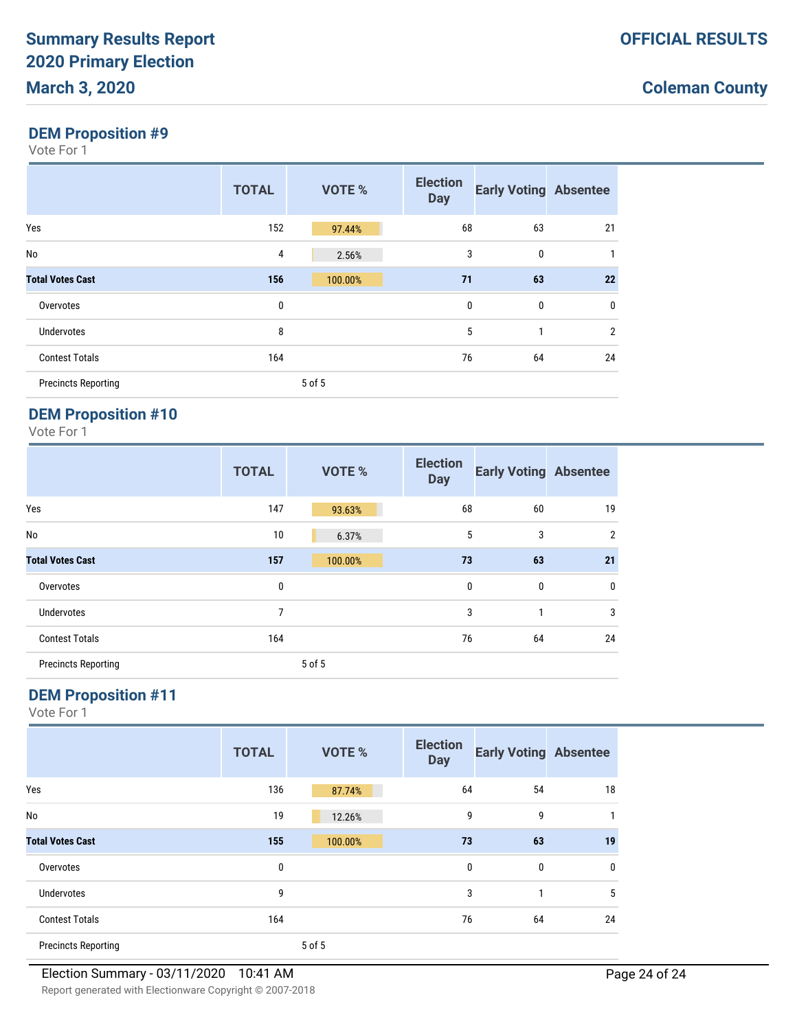# Summary Results Report
# 2020 Primary Election
# March 3, 2020

**OFFICIAL RESULTS**

**Coleman County**

## DEM Proposition #9

Vote For 1

| | TOTAL | VOTE % | Election Day | Early Voting | Absentee |
|---|---|---|---|---|---|
| Yes | 152 | 97.44% | 68 | 63 | 21 |
| No | 4 | 2.56% | 3 | 0 | 1 |
| **Total Votes Cast** | **156** | 100.00% | **71** | **63** | **22** |
| Overvotes | 0 | | 0 | 0 | 0 |
| Undervotes | 8 | | 5 | 1 | 2 |
| Contest Totals | 164 | | 76 | 64 | 24 |
| Precincts Reporting | | 5 of 5 | | | |

## DEM Proposition #10

Vote For 1

| | TOTAL | VOTE % | Election Day | Early Voting | Absentee |
|---|---|---|---|---|---|
| Yes | 147 | 93.63% | 68 | 60 | 19 |
| No | 10 | 6.37% | 5 | 3 | 2 |
| **Total Votes Cast** | **157** | 100.00% | **73** | **63** | **21** |
| Overvotes | 0 | | 0 | 0 | 0 |
| Undervotes | 7 | | 3 | 1 | 3 |
| Contest Totals | 164 | | 76 | 64 | 24 |
| Precincts Reporting | | 5 of 5 | | | |

## DEM Proposition #11

Vote For 1

| | TOTAL | VOTE % | Election Day | Early Voting | Absentee |
|---|---|---|---|---|---|
| Yes | 136 | 87.74% | 64 | 54 | 18 |
| No | 19 | 12.26% | 9 | 9 | 1 |
| **Total Votes Cast** | **155** | 100.00% | **73** | **63** | **19** |
| Overvotes | 0 | | 0 | 0 | 0 |
| Undervotes | 9 | | 3 | 1 | 5 |
| Contest Totals | 164 | | 76 | 64 | 24 |
| Precincts Reporting | | 5 of 5 | | | |

Election Summary - 03/11/2020 10:41 AM

Report generated with Electionware Copyright © 2007-2018